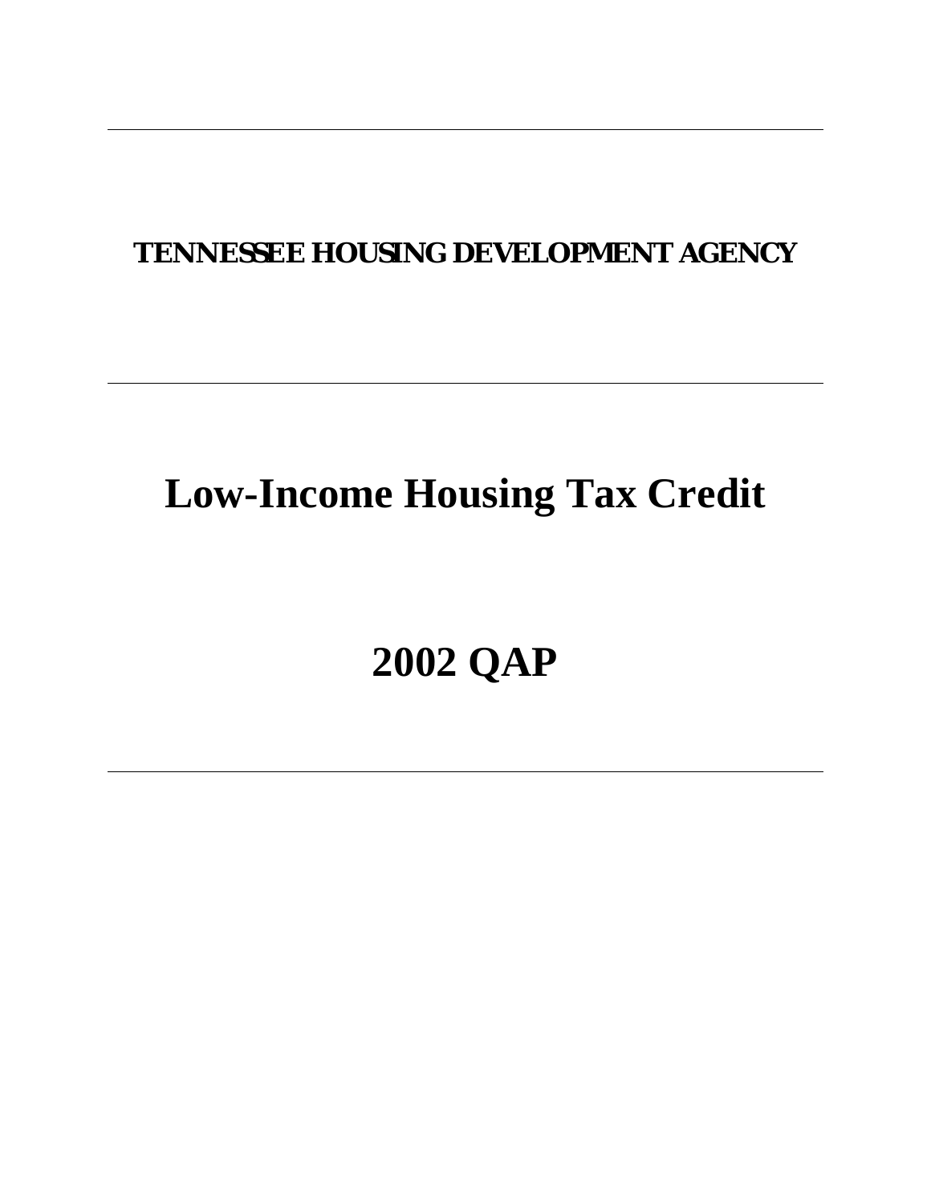**TENNESSEE HOUSING DEVELOPMENT AGENCY**

# Low-Income Housing Tax Credit

# 2002 QAP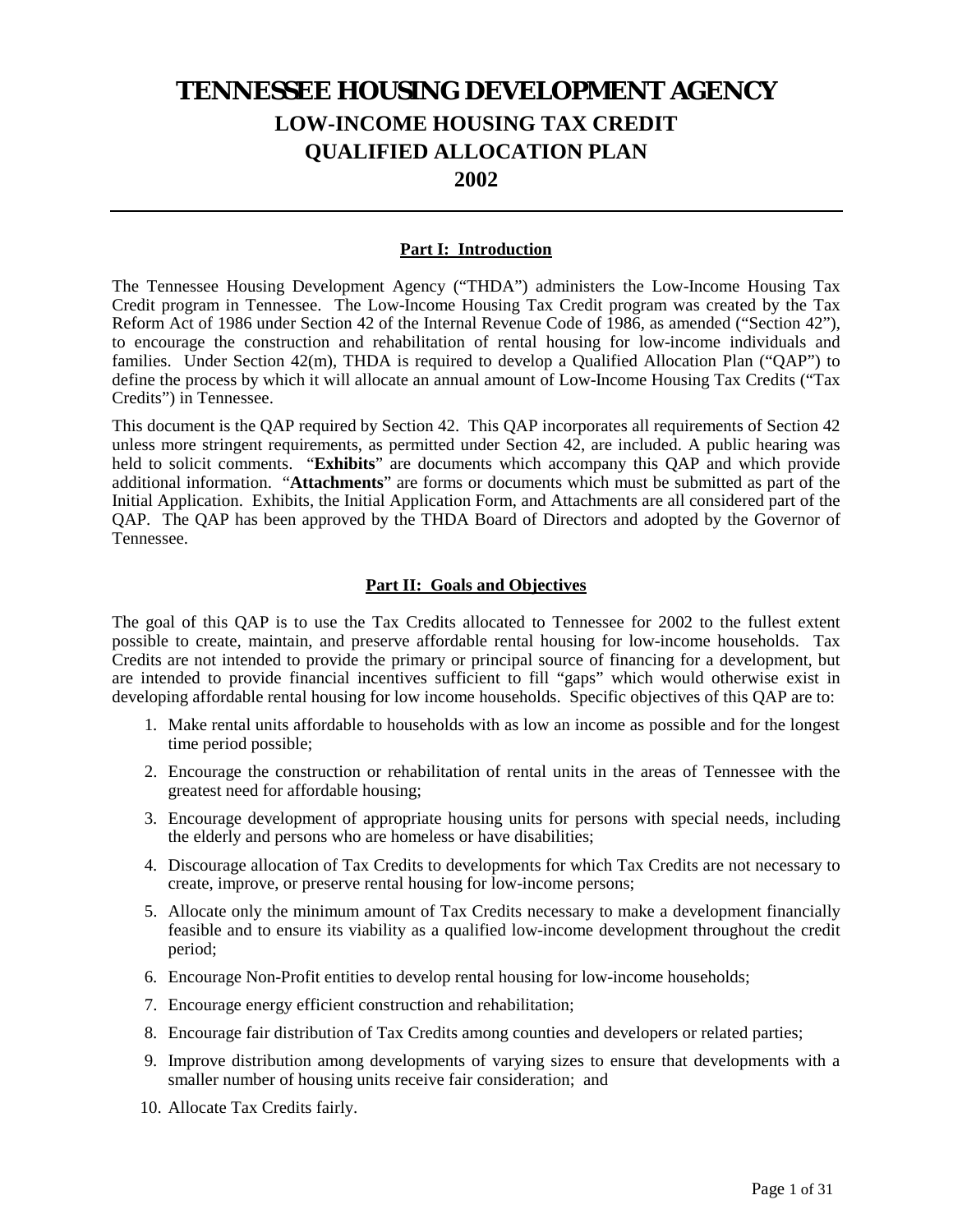# TENNESSEE HOUSING DEVELOPMENT AGENCY

## LOW-INCOME HOUSING TAX CREDIT
## QUALIFIED ALLOCATION PLAN
## 2002

---

### Part I: Introduction

The Tennessee Housing Development Agency ("THDA") administers the Low-Income Housing Tax Credit program in Tennessee. The Low-Income Housing Tax Credit program was created by the Tax Reform Act of 1986 under Section 42 of the Internal Revenue Code of 1986, as amended ("Section 42"), to encourage the construction and rehabilitation of rental housing for low-income individuals and families. Under Section 42(m), THDA is required to develop a Qualified Allocation Plan ("QAP") to define the process by which it will allocate an annual amount of Low-Income Housing Tax Credits ("Tax Credits") in Tennessee.

This document is the QAP required by Section 42. This QAP incorporates all requirements of Section 42 unless more stringent requirements, as permitted under Section 42, are included. A public hearing was held to solicit comments. "**Exhibits**" are documents which accompany this QAP and which provide additional information. "**Attachments**" are forms or documents which must be submitted as part of the Initial Application. Exhibits, the Initial Application Form, and Attachments are all considered part of the QAP. The QAP has been approved by the THDA Board of Directors and adopted by the Governor of Tennessee.

### Part II: Goals and Objectives

The goal of this QAP is to use the Tax Credits allocated to Tennessee for 2002 to the fullest extent possible to create, maintain, and preserve affordable rental housing for low-income households. Tax Credits are not intended to provide the primary or principal source of financing for a development, but are intended to provide financial incentives sufficient to fill "gaps" which would otherwise exist in developing affordable rental housing for low income households. Specific objectives of this QAP are to:

1. Make rental units affordable to households with as low an income as possible and for the longest time period possible;
2. Encourage the construction or rehabilitation of rental units in the areas of Tennessee with the greatest need for affordable housing;
3. Encourage development of appropriate housing units for persons with special needs, including the elderly and persons who are homeless or have disabilities;
4. Discourage allocation of Tax Credits to developments for which Tax Credits are not necessary to create, improve, or preserve rental housing for low-income persons;
5. Allocate only the minimum amount of Tax Credits necessary to make a development financially feasible and to ensure its viability as a qualified low-income development throughout the credit period;
6. Encourage Non-Profit entities to develop rental housing for low-income households;
7. Encourage energy efficient construction and rehabilitation;
8. Encourage fair distribution of Tax Credits among counties and developers or related parties;
9. Improve distribution among developments of varying sizes to ensure that developments with a smaller number of housing units receive fair consideration; and
10. Allocate Tax Credits fairly.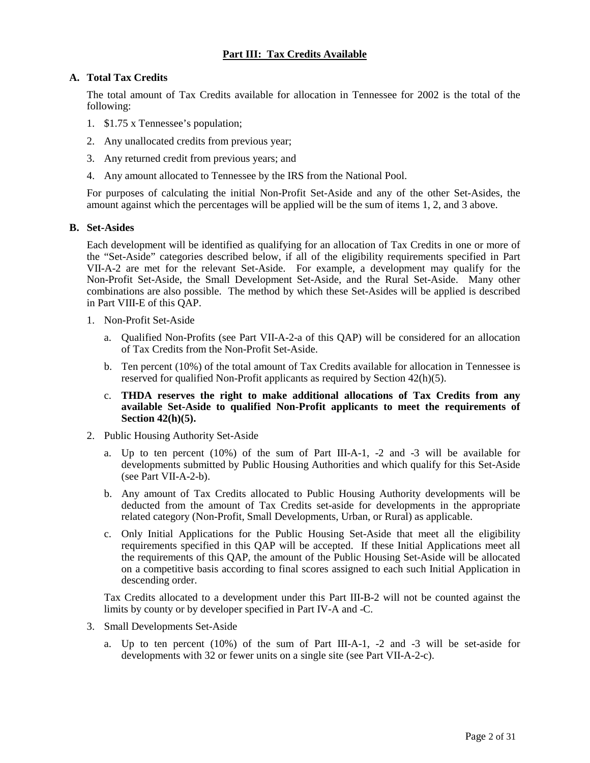## Part III: Tax Credits Available

### A. Total Tax Credits

The total amount of Tax Credits available for allocation in Tennessee for 2002 is the total of the following:

1. $1.75 x Tennessee's population;
2. Any unallocated credits from previous year;
3. Any returned credit from previous years; and
4. Any amount allocated to Tennessee by the IRS from the National Pool.

For purposes of calculating the initial Non-Profit Set-Aside and any of the other Set-Asides, the amount against which the percentages will be applied will be the sum of items 1, 2, and 3 above.

### B. Set-Asides

Each development will be identified as qualifying for an allocation of Tax Credits in one or more of the "Set-Aside" categories described below, if all of the eligibility requirements specified in Part VII-A-2 are met for the relevant Set-Aside. For example, a development may qualify for the Non-Profit Set-Aside, the Small Development Set-Aside, and the Rural Set-Aside. Many other combinations are also possible. The method by which these Set-Asides will be applied is described in Part VIII-E of this QAP.

1. Non-Profit Set-Aside

   a. Qualified Non-Profits (see Part VII-A-2-a of this QAP) will be considered for an allocation of Tax Credits from the Non-Profit Set-Aside.

   b. Ten percent (10%) of the total amount of Tax Credits available for allocation in Tennessee is reserved for qualified Non-Profit applicants as required by Section 42(h)(5).

   c. **THDA reserves the right to make additional allocations of Tax Credits from any available Set-Aside to qualified Non-Profit applicants to meet the requirements of Section 42(h)(5).**

2. Public Housing Authority Set-Aside

   a. Up to ten percent (10%) of the sum of Part III-A-1, -2 and -3 will be available for developments submitted by Public Housing Authorities and which qualify for this Set-Aside (see Part VII-A-2-b).

   b. Any amount of Tax Credits allocated to Public Housing Authority developments will be deducted from the amount of Tax Credits set-aside for developments in the appropriate related category (Non-Profit, Small Developments, Urban, or Rural) as applicable.

   c. Only Initial Applications for the Public Housing Set-Aside that meet all the eligibility requirements specified in this QAP will be accepted. If these Initial Applications meet all the requirements of this QAP, the amount of the Public Housing Set-Aside will be allocated on a competitive basis according to final scores assigned to each such Initial Application in descending order.

   Tax Credits allocated to a development under this Part III-B-2 will not be counted against the limits by county or by developer specified in Part IV-A and -C.

3. Small Developments Set-Aside

   a. Up to ten percent (10%) of the sum of Part III-A-1, -2 and -3 will be set-aside for developments with 32 or fewer units on a single site (see Part VII-A-2-c).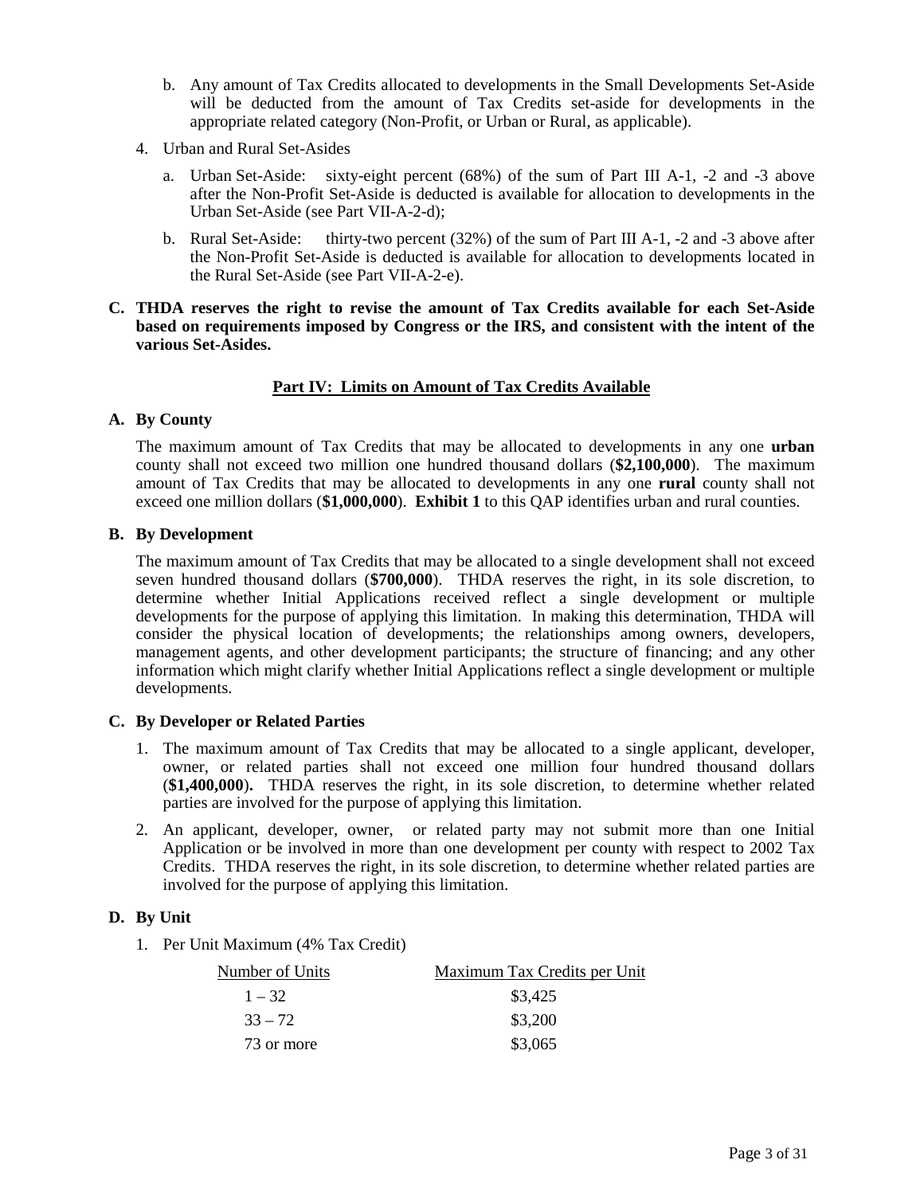b. Any amount of Tax Credits allocated to developments in the Small Developments Set-Aside will be deducted from the amount of Tax Credits set-aside for developments in the appropriate related category (Non-Profit, or Urban or Rural, as applicable).

4. Urban and Rural Set-Asides

   a. Urban Set-Aside: sixty-eight percent (68%) of the sum of Part III A-1, -2 and -3 above after the Non-Profit Set-Aside is deducted is available for allocation to developments in the Urban Set-Aside (see Part VII-A-2-d);

   b. Rural Set-Aside: thirty-two percent (32%) of the sum of Part III A-1, -2 and -3 above after the Non-Profit Set-Aside is deducted is available for allocation to developments located in the Rural Set-Aside (see Part VII-A-2-e).

**C. THDA reserves the right to revise the amount of Tax Credits available for each Set-Aside based on requirements imposed by Congress or the IRS, and consistent with the intent of the various Set-Asides.**

## Part IV: Limits on Amount of Tax Credits Available

### A. By County

The maximum amount of Tax Credits that may be allocated to developments in any one **urban** county shall not exceed two million one hundred thousand dollars (**$2,100,000**). The maximum amount of Tax Credits that may be allocated to developments in any one **rural** county shall not exceed one million dollars (**$1,000,000**). **Exhibit 1** to this QAP identifies urban and rural counties.

### B. By Development

The maximum amount of Tax Credits that may be allocated to a single development shall not exceed seven hundred thousand dollars (**$700,000**). THDA reserves the right, in its sole discretion, to determine whether Initial Applications received reflect a single development or multiple developments for the purpose of applying this limitation. In making this determination, THDA will consider the physical location of developments; the relationships among owners, developers, management agents, and other development participants; the structure of financing; and any other information which might clarify whether Initial Applications reflect a single development or multiple developments.

### C. By Developer or Related Parties

1. The maximum amount of Tax Credits that may be allocated to a single applicant, developer, owner, or related parties shall not exceed one million four hundred thousand dollars (**$1,400,000**). THDA reserves the right, in its sole discretion, to determine whether related parties are involved for the purpose of applying this limitation.

2. An applicant, developer, owner, or related party may not submit more than one Initial Application or be involved in more than one development per county with respect to 2002 Tax Credits. THDA reserves the right, in its sole discretion, to determine whether related parties are involved for the purpose of applying this limitation.

### D. By Unit

1. Per Unit Maximum (4% Tax Credit)

| Number of Units | Maximum Tax Credits per Unit |
|---|---|
| 1 – 32 | $3,425 |
| 33 – 72 | $3,200 |
| 73 or more | $3,065 |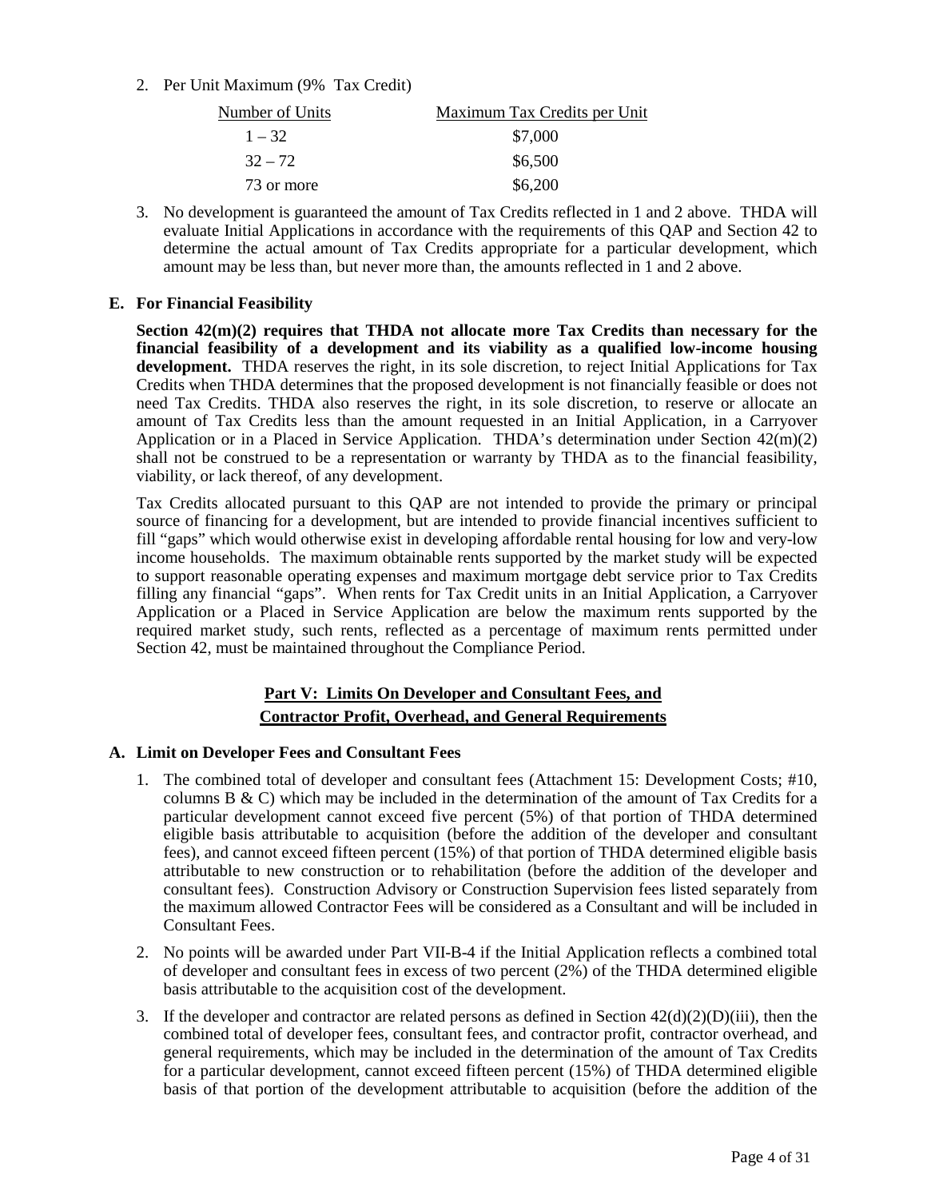2. Per Unit Maximum (9% Tax Credit)

| Number of Units | Maximum Tax Credits per Unit |
|---|---|
| 1 – 32 | $7,000 |
| 32 – 72 | $6,500 |
| 73 or more | $6,200 |

3. No development is guaranteed the amount of Tax Credits reflected in 1 and 2 above. THDA will evaluate Initial Applications in accordance with the requirements of this QAP and Section 42 to determine the actual amount of Tax Credits appropriate for a particular development, which amount may be less than, but never more than, the amounts reflected in 1 and 2 above.

### E. For Financial Feasibility

**Section 42(m)(2) requires that THDA not allocate more Tax Credits than necessary for the financial feasibility of a development and its viability as a qualified low-income housing development.** THDA reserves the right, in its sole discretion, to reject Initial Applications for Tax Credits when THDA determines that the proposed development is not financially feasible or does not need Tax Credits. THDA also reserves the right, in its sole discretion, to reserve or allocate an amount of Tax Credits less than the amount requested in an Initial Application, in a Carryover Application or in a Placed in Service Application. THDA's determination under Section 42(m)(2) shall not be construed to be a representation or warranty by THDA as to the financial feasibility, viability, or lack thereof, of any development.

Tax Credits allocated pursuant to this QAP are not intended to provide the primary or principal source of financing for a development, but are intended to provide financial incentives sufficient to fill "gaps" which would otherwise exist in developing affordable rental housing for low and very-low income households. The maximum obtainable rents supported by the market study will be expected to support reasonable operating expenses and maximum mortgage debt service prior to Tax Credits filling any financial "gaps". When rents for Tax Credit units in an Initial Application, a Carryover Application or a Placed in Service Application are below the maximum rents supported by the required market study, such rents, reflected as a percentage of maximum rents permitted under Section 42, must be maintained throughout the Compliance Period.

## Part V: Limits On Developer and Consultant Fees, and Contractor Profit, Overhead, and General Requirements

### A. Limit on Developer Fees and Consultant Fees

1. The combined total of developer and consultant fees (Attachment 15: Development Costs; #10, columns B & C) which may be included in the determination of the amount of Tax Credits for a particular development cannot exceed five percent (5%) of that portion of THDA determined eligible basis attributable to acquisition (before the addition of the developer and consultant fees), and cannot exceed fifteen percent (15%) of that portion of THDA determined eligible basis attributable to new construction or to rehabilitation (before the addition of the developer and consultant fees). Construction Advisory or Construction Supervision fees listed separately from the maximum allowed Contractor Fees will be considered as a Consultant and will be included in Consultant Fees.

2. No points will be awarded under Part VII-B-4 if the Initial Application reflects a combined total of developer and consultant fees in excess of two percent (2%) of the THDA determined eligible basis attributable to the acquisition cost of the development.

3. If the developer and contractor are related persons as defined in Section 42(d)(2)(D)(iii), then the combined total of developer fees, consultant fees, and contractor profit, contractor overhead, and general requirements, which may be included in the determination of the amount of Tax Credits for a particular development, cannot exceed fifteen percent (15%) of THDA determined eligible basis of that portion of the development attributable to acquisition (before the addition of the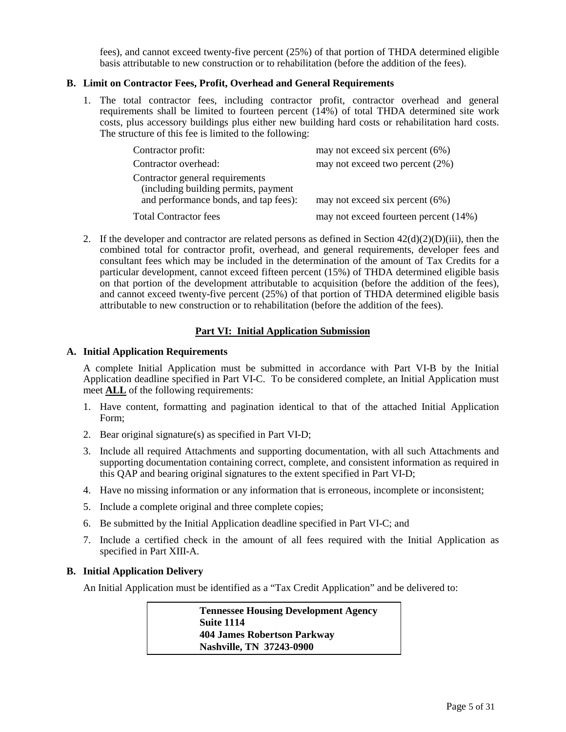fees), and cannot exceed twenty-five percent (25%) of that portion of THDA determined eligible basis attributable to new construction or to rehabilitation (before the addition of the fees).

**B. Limit on Contractor Fees, Profit, Overhead and General Requirements**

1. The total contractor fees, including contractor profit, contractor overhead and general requirements shall be limited to fourteen percent (14%) of total THDA determined site work costs, plus accessory buildings plus either new building hard costs or rehabilitation hard costs. The structure of this fee is limited to the following:

| | |
|---|---|
| Contractor profit: | may not exceed six percent (6%) |
| Contractor overhead: | may not exceed two percent (2%) |
| Contractor general requirements (including building permits, payment and performance bonds, and tap fees): | may not exceed six percent (6%) |
| Total Contractor fees | may not exceed fourteen percent (14%) |

2. If the developer and contractor are related persons as defined in Section 42(d)(2)(D)(iii), then the combined total for contractor profit, overhead, and general requirements, developer fees and consultant fees which may be included in the determination of the amount of Tax Credits for a particular development, cannot exceed fifteen percent (15%) of THDA determined eligible basis on that portion of the development attributable to acquisition (before the addition of the fees), and cannot exceed twenty-five percent (25%) of that portion of THDA determined eligible basis attributable to new construction or to rehabilitation (before the addition of the fees).

## Part VI: Initial Application Submission

**A. Initial Application Requirements**

A complete Initial Application must be submitted in accordance with Part VI-B by the Initial Application deadline specified in Part VI-C. To be considered complete, an Initial Application must meet **ALL** of the following requirements:

1. Have content, formatting and pagination identical to that of the attached Initial Application Form;
2. Bear original signature(s) as specified in Part VI-D;
3. Include all required Attachments and supporting documentation, with all such Attachments and supporting documentation containing correct, complete, and consistent information as required in this QAP and bearing original signatures to the extent specified in Part VI-D;
4. Have no missing information or any information that is erroneous, incomplete or inconsistent;
5. Include a complete original and three complete copies;
6. Be submitted by the Initial Application deadline specified in Part VI-C; and
7. Include a certified check in the amount of all fees required with the Initial Application as specified in Part XIII-A.

**B. Initial Application Delivery**

An Initial Application must be identified as a "Tax Credit Application" and be delivered to:

**Tennessee Housing Development Agency**
**Suite 1114**
**404 James Robertson Parkway**
**Nashville, TN 37243-0900**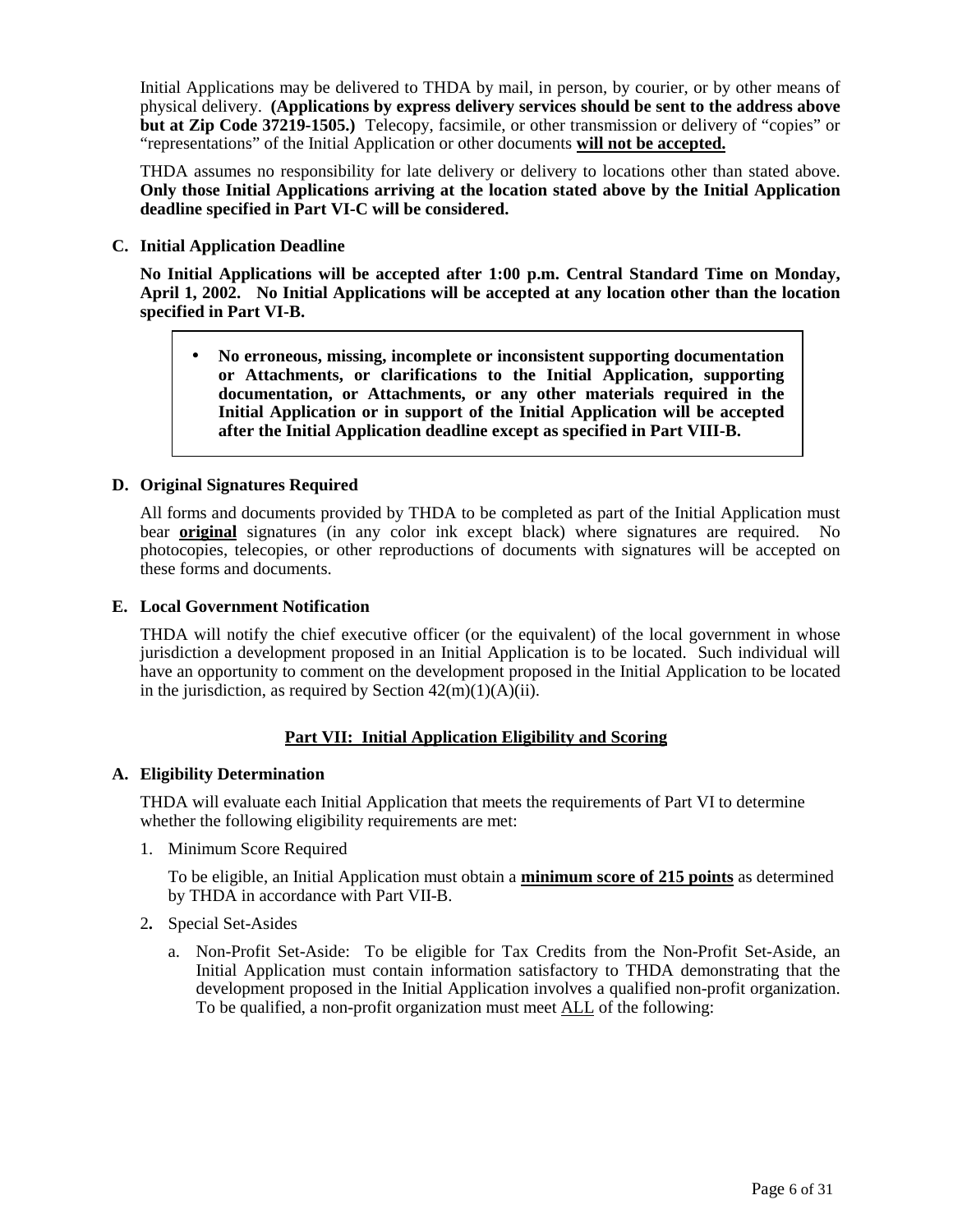Initial Applications may be delivered to THDA by mail, in person, by courier, or by other means of physical delivery. **(Applications by express delivery services should be sent to the address above but at Zip Code 37219-1505.)** Telecopy, facsimile, or other transmission or delivery of "copies" or "representations" of the Initial Application or other documents **will not be accepted.**

THDA assumes no responsibility for late delivery or delivery to locations other than stated above. **Only those Initial Applications arriving at the location stated above by the Initial Application deadline specified in Part VI-C will be considered.**

**C. Initial Application Deadline**

**No Initial Applications will be accepted after 1:00 p.m. Central Standard Time on Monday, April 1, 2002. No Initial Applications will be accepted at any location other than the location specified in Part VI-B.**

- **No erroneous, missing, incomplete or inconsistent supporting documentation or Attachments, or clarifications to the Initial Application, supporting documentation, or Attachments, or any other materials required in the Initial Application or in support of the Initial Application will be accepted after the Initial Application deadline except as specified in Part VIII-B.**

**D. Original Signatures Required**

All forms and documents provided by THDA to be completed as part of the Initial Application must bear **original** signatures (in any color ink except black) where signatures are required. No photocopies, telecopies, or other reproductions of documents with signatures will be accepted on these forms and documents.

**E. Local Government Notification**

THDA will notify the chief executive officer (or the equivalent) of the local government in whose jurisdiction a development proposed in an Initial Application is to be located. Such individual will have an opportunity to comment on the development proposed in the Initial Application to be located in the jurisdiction, as required by Section 42(m)(1)(A)(ii).

## Part VII: Initial Application Eligibility and Scoring

**A. Eligibility Determination**

THDA will evaluate each Initial Application that meets the requirements of Part VI to determine whether the following eligibility requirements are met:

1. Minimum Score Required

   To be eligible, an Initial Application must obtain a **minimum score of 215 points** as determined by THDA in accordance with Part VII-B.

2. Special Set-Asides

   a. Non-Profit Set-Aside: To be eligible for Tax Credits from the Non-Profit Set-Aside, an Initial Application must contain information satisfactory to THDA demonstrating that the development proposed in the Initial Application involves a qualified non-profit organization. To be qualified, a non-profit organization must meet ALL of the following: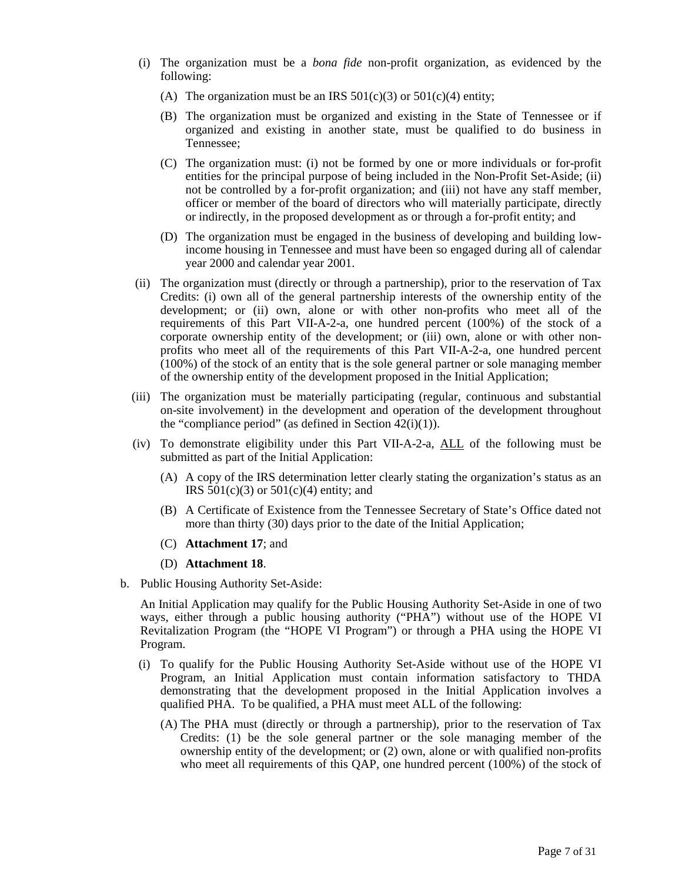(i) The organization must be a *bona fide* non-profit organization, as evidenced by the following:

  (A) The organization must be an IRS 501(c)(3) or 501(c)(4) entity;

  (B) The organization must be organized and existing in the State of Tennessee or if organized and existing in another state, must be qualified to do business in Tennessee;

  (C) The organization must: (i) not be formed by one or more individuals or for-profit entities for the principal purpose of being included in the Non-Profit Set-Aside; (ii) not be controlled by a for-profit organization; and (iii) not have any staff member, officer or member of the board of directors who will materially participate, directly or indirectly, in the proposed development as or through a for-profit entity; and

  (D) The organization must be engaged in the business of developing and building low-income housing in Tennessee and must have been so engaged during all of calendar year 2000 and calendar year 2001.

(ii) The organization must (directly or through a partnership), prior to the reservation of Tax Credits: (i) own all of the general partnership interests of the ownership entity of the development; or (ii) own, alone or with other non-profits who meet all of the requirements of this Part VII-A-2-a, one hundred percent (100%) of the stock of a corporate ownership entity of the development; or (iii) own, alone or with other non-profits who meet all of the requirements of this Part VII-A-2-a, one hundred percent (100%) of the stock of an entity that is the sole general partner or sole managing member of the ownership entity of the development proposed in the Initial Application;

(iii) The organization must be materially participating (regular, continuous and substantial on-site involvement) in the development and operation of the development throughout the "compliance period" (as defined in Section 42(i)(1)).

(iv) To demonstrate eligibility under this Part VII-A-2-a, ALL of the following must be submitted as part of the Initial Application:

  (A) A copy of the IRS determination letter clearly stating the organization's status as an IRS 501(c)(3) or 501(c)(4) entity; and

  (B) A Certificate of Existence from the Tennessee Secretary of State's Office dated not more than thirty (30) days prior to the date of the Initial Application;

  (C) **Attachment 17**; and

  (D) **Attachment 18**.

b. Public Housing Authority Set-Aside:

An Initial Application may qualify for the Public Housing Authority Set-Aside in one of two ways, either through a public housing authority ("PHA") without use of the HOPE VI Revitalization Program (the "HOPE VI Program") or through a PHA using the HOPE VI Program.

  (i) To qualify for the Public Housing Authority Set-Aside without use of the HOPE VI Program, an Initial Application must contain information satisfactory to THDA demonstrating that the development proposed in the Initial Application involves a qualified PHA. To be qualified, a PHA must meet ALL of the following:

    (A) The PHA must (directly or through a partnership), prior to the reservation of Tax Credits: (1) be the sole general partner or the sole managing member of the ownership entity of the development; or (2) own, alone or with qualified non-profits who meet all requirements of this QAP, one hundred percent (100%) of the stock of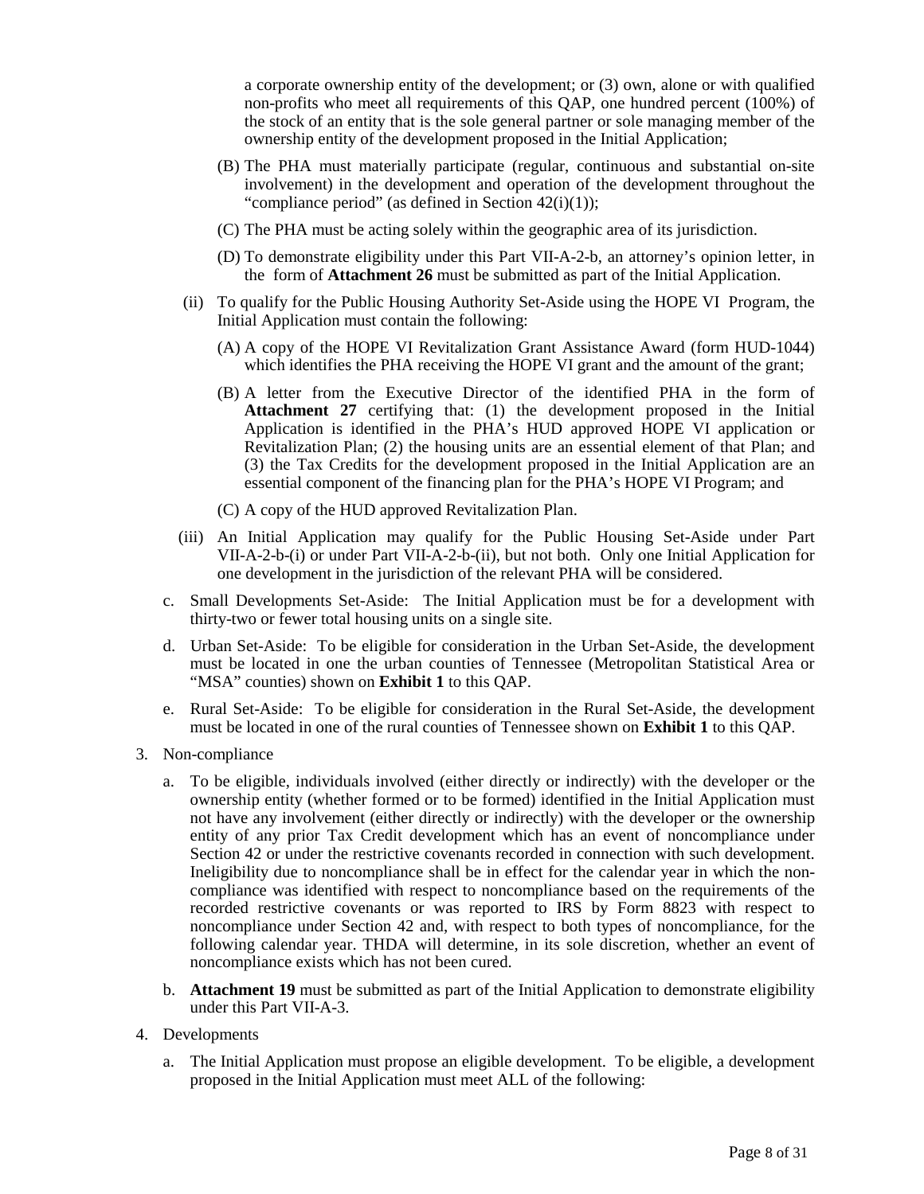a corporate ownership entity of the development; or (3) own, alone or with qualified non-profits who meet all requirements of this QAP, one hundred percent (100%) of the stock of an entity that is the sole general partner or sole managing member of the ownership entity of the development proposed in the Initial Application;

(B) The PHA must materially participate (regular, continuous and substantial on-site involvement) in the development and operation of the development throughout the "compliance period" (as defined in Section 42(i)(1));

(C) The PHA must be acting solely within the geographic area of its jurisdiction.

(D) To demonstrate eligibility under this Part VII-A-2-b, an attorney's opinion letter, in the form of **Attachment 26** must be submitted as part of the Initial Application.

(ii) To qualify for the Public Housing Authority Set-Aside using the HOPE VI Program, the Initial Application must contain the following:

(A) A copy of the HOPE VI Revitalization Grant Assistance Award (form HUD-1044) which identifies the PHA receiving the HOPE VI grant and the amount of the grant;

(B) A letter from the Executive Director of the identified PHA in the form of **Attachment 27** certifying that: (1) the development proposed in the Initial Application is identified in the PHA's HUD approved HOPE VI application or Revitalization Plan; (2) the housing units are an essential element of that Plan; and (3) the Tax Credits for the development proposed in the Initial Application are an essential component of the financing plan for the PHA's HOPE VI Program; and

(C) A copy of the HUD approved Revitalization Plan.

(iii) An Initial Application may qualify for the Public Housing Set-Aside under Part VII-A-2-b-(i) or under Part VII-A-2-b-(ii), but not both. Only one Initial Application for one development in the jurisdiction of the relevant PHA will be considered.

c. Small Developments Set-Aside: The Initial Application must be for a development with thirty-two or fewer total housing units on a single site.

d. Urban Set-Aside: To be eligible for consideration in the Urban Set-Aside, the development must be located in one the urban counties of Tennessee (Metropolitan Statistical Area or "MSA" counties) shown on **Exhibit 1** to this QAP.

e. Rural Set-Aside: To be eligible for consideration in the Rural Set-Aside, the development must be located in one of the rural counties of Tennessee shown on **Exhibit 1** to this QAP.

3. Non-compliance

a. To be eligible, individuals involved (either directly or indirectly) with the developer or the ownership entity (whether formed or to be formed) identified in the Initial Application must not have any involvement (either directly or indirectly) with the developer or the ownership entity of any prior Tax Credit development which has an event of noncompliance under Section 42 or under the restrictive covenants recorded in connection with such development. Ineligibility due to noncompliance shall be in effect for the calendar year in which the non-compliance was identified with respect to noncompliance based on the requirements of the recorded restrictive covenants or was reported to IRS by Form 8823 with respect to noncompliance under Section 42 and, with respect to both types of noncompliance, for the following calendar year. THDA will determine, in its sole discretion, whether an event of noncompliance exists which has not been cured.

b. **Attachment 19** must be submitted as part of the Initial Application to demonstrate eligibility under this Part VII-A-3.

4. Developments

a. The Initial Application must propose an eligible development. To be eligible, a development proposed in the Initial Application must meet ALL of the following: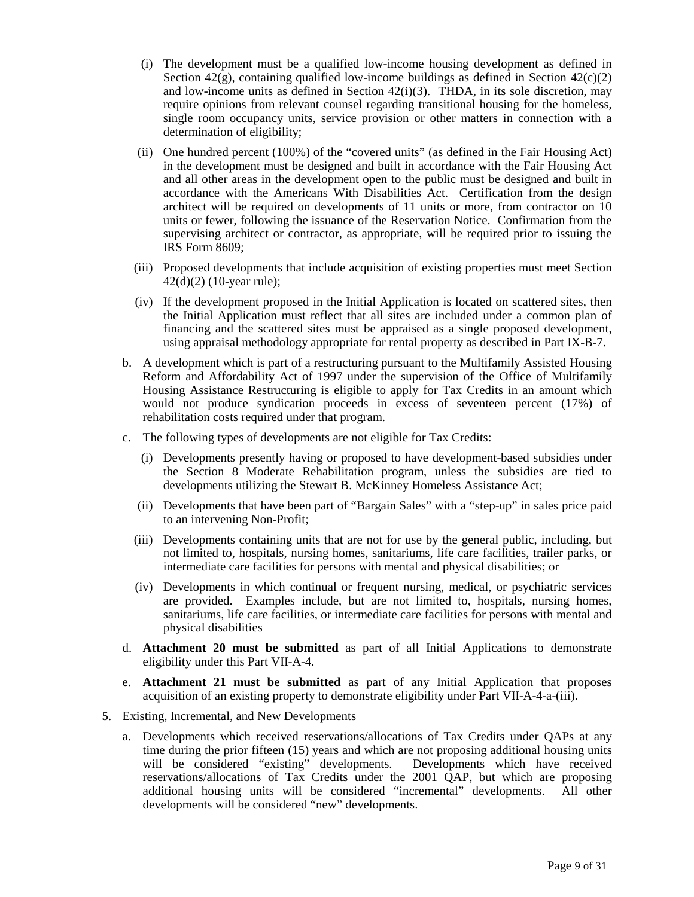(i) The development must be a qualified low-income housing development as defined in Section 42(g), containing qualified low-income buildings as defined in Section 42(c)(2) and low-income units as defined in Section 42(i)(3). THDA, in its sole discretion, may require opinions from relevant counsel regarding transitional housing for the homeless, single room occupancy units, service provision or other matters in connection with a determination of eligibility;

(ii) One hundred percent (100%) of the "covered units" (as defined in the Fair Housing Act) in the development must be designed and built in accordance with the Fair Housing Act and all other areas in the development open to the public must be designed and built in accordance with the Americans With Disabilities Act. Certification from the design architect will be required on developments of 11 units or more, from contractor on 10 units or fewer, following the issuance of the Reservation Notice. Confirmation from the supervising architect or contractor, as appropriate, will be required prior to issuing the IRS Form 8609;

(iii) Proposed developments that include acquisition of existing properties must meet Section 42(d)(2) (10-year rule);

(iv) If the development proposed in the Initial Application is located on scattered sites, then the Initial Application must reflect that all sites are included under a common plan of financing and the scattered sites must be appraised as a single proposed development, using appraisal methodology appropriate for rental property as described in Part IX-B-7.

b. A development which is part of a restructuring pursuant to the Multifamily Assisted Housing Reform and Affordability Act of 1997 under the supervision of the Office of Multifamily Housing Assistance Restructuring is eligible to apply for Tax Credits in an amount which would not produce syndication proceeds in excess of seventeen percent (17%) of rehabilitation costs required under that program.

c. The following types of developments are not eligible for Tax Credits:

(i) Developments presently having or proposed to have development-based subsidies under the Section 8 Moderate Rehabilitation program, unless the subsidies are tied to developments utilizing the Stewart B. McKinney Homeless Assistance Act;

(ii) Developments that have been part of "Bargain Sales" with a "step-up" in sales price paid to an intervening Non-Profit;

(iii) Developments containing units that are not for use by the general public, including, but not limited to, hospitals, nursing homes, sanitariums, life care facilities, trailer parks, or intermediate care facilities for persons with mental and physical disabilities; or

(iv) Developments in which continual or frequent nursing, medical, or psychiatric services are provided. Examples include, but are not limited to, hospitals, nursing homes, sanitariums, life care facilities, or intermediate care facilities for persons with mental and physical disabilities

d. **Attachment 20 must be submitted** as part of all Initial Applications to demonstrate eligibility under this Part VII-A-4.

e. **Attachment 21 must be submitted** as part of any Initial Application that proposes acquisition of an existing property to demonstrate eligibility under Part VII-A-4-a-(iii).

5. Existing, Incremental, and New Developments

a. Developments which received reservations/allocations of Tax Credits under QAPs at any time during the prior fifteen (15) years and which are not proposing additional housing units will be considered "existing" developments. Developments which have received reservations/allocations of Tax Credits under the 2001 QAP, but which are proposing additional housing units will be considered "incremental" developments. All other developments will be considered "new" developments.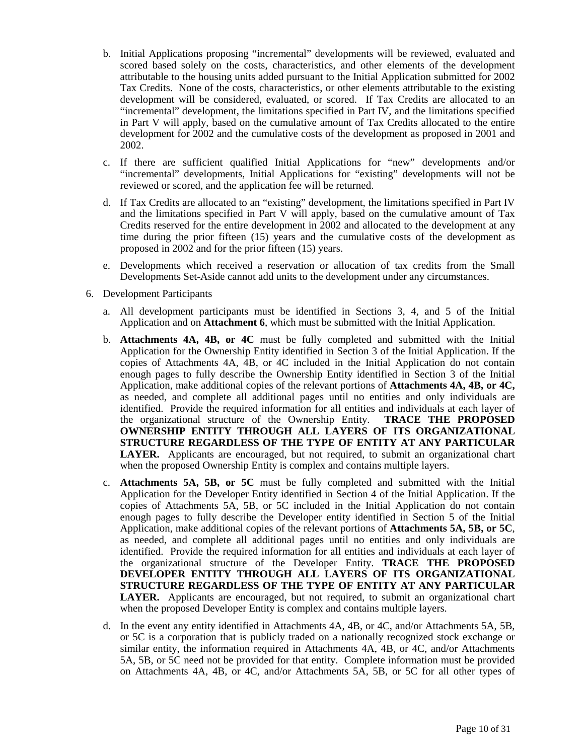b. Initial Applications proposing "incremental" developments will be reviewed, evaluated and scored based solely on the costs, characteristics, and other elements of the development attributable to the housing units added pursuant to the Initial Application submitted for 2002 Tax Credits. None of the costs, characteristics, or other elements attributable to the existing development will be considered, evaluated, or scored. If Tax Credits are allocated to an "incremental" development, the limitations specified in Part IV, and the limitations specified in Part V will apply, based on the cumulative amount of Tax Credits allocated to the entire development for 2002 and the cumulative costs of the development as proposed in 2001 and 2002.

c. If there are sufficient qualified Initial Applications for "new" developments and/or "incremental" developments, Initial Applications for "existing" developments will not be reviewed or scored, and the application fee will be returned.

d. If Tax Credits are allocated to an "existing" development, the limitations specified in Part IV and the limitations specified in Part V will apply, based on the cumulative amount of Tax Credits reserved for the entire development in 2002 and allocated to the development at any time during the prior fifteen (15) years and the cumulative costs of the development as proposed in 2002 and for the prior fifteen (15) years.

e. Developments which received a reservation or allocation of tax credits from the Small Developments Set-Aside cannot add units to the development under any circumstances.

6. Development Participants

   a. All development participants must be identified in Sections 3, 4, and 5 of the Initial Application and on **Attachment 6**, which must be submitted with the Initial Application.

   b. **Attachments 4A, 4B, or 4C** must be fully completed and submitted with the Initial Application for the Ownership Entity identified in Section 3 of the Initial Application. If the copies of Attachments 4A, 4B, or 4C included in the Initial Application do not contain enough pages to fully describe the Ownership Entity identified in Section 3 of the Initial Application, make additional copies of the relevant portions of **Attachments 4A, 4B, or 4C,** as needed, and complete all additional pages until no entities and only individuals are identified. Provide the required information for all entities and individuals at each layer of the organizational structure of the Ownership Entity. **TRACE THE PROPOSED OWNERSHIP ENTITY THROUGH ALL LAYERS OF ITS ORGANIZATIONAL STRUCTURE REGARDLESS OF THE TYPE OF ENTITY AT ANY PARTICULAR LAYER.** Applicants are encouraged, but not required, to submit an organizational chart when the proposed Ownership Entity is complex and contains multiple layers.

   c. **Attachments 5A, 5B, or 5C** must be fully completed and submitted with the Initial Application for the Developer Entity identified in Section 4 of the Initial Application. If the copies of Attachments 5A, 5B, or 5C included in the Initial Application do not contain enough pages to fully describe the Developer entity identified in Section 5 of the Initial Application, make additional copies of the relevant portions of **Attachments 5A, 5B, or 5C**, as needed, and complete all additional pages until no entities and only individuals are identified. Provide the required information for all entities and individuals at each layer of the organizational structure of the Developer Entity. **TRACE THE PROPOSED DEVELOPER ENTITY THROUGH ALL LAYERS OF ITS ORGANIZATIONAL STRUCTURE REGARDLESS OF THE TYPE OF ENTITY AT ANY PARTICULAR LAYER.** Applicants are encouraged, but not required, to submit an organizational chart when the proposed Developer Entity is complex and contains multiple layers.

   d. In the event any entity identified in Attachments 4A, 4B, or 4C, and/or Attachments 5A, 5B, or 5C is a corporation that is publicly traded on a nationally recognized stock exchange or similar entity, the information required in Attachments 4A, 4B, or 4C, and/or Attachments 5A, 5B, or 5C need not be provided for that entity. Complete information must be provided on Attachments 4A, 4B, or 4C, and/or Attachments 5A, 5B, or 5C for all other types of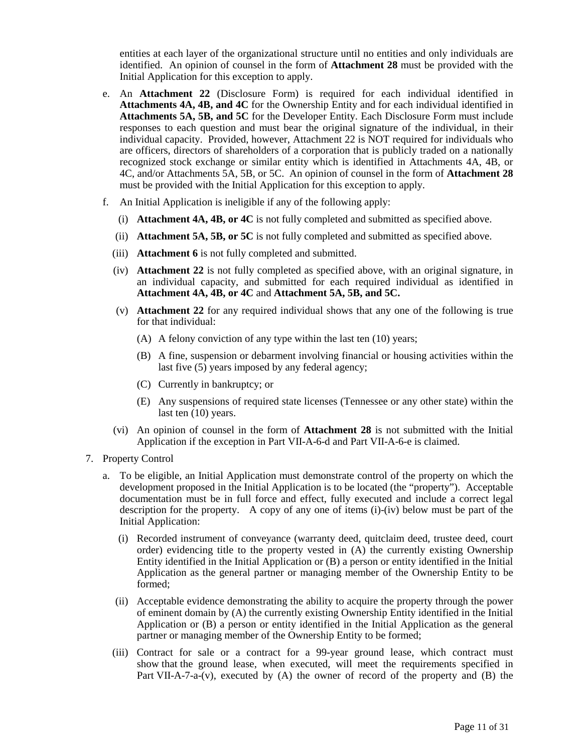entities at each layer of the organizational structure until no entities and only individuals are identified. An opinion of counsel in the form of **Attachment 28** must be provided with the Initial Application for this exception to apply.

e. An **Attachment 22** (Disclosure Form) is required for each individual identified in **Attachments 4A, 4B, and 4C** for the Ownership Entity and for each individual identified in **Attachments 5A, 5B, and 5C** for the Developer Entity. Each Disclosure Form must include responses to each question and must bear the original signature of the individual, in their individual capacity. Provided, however, Attachment 22 is NOT required for individuals who are officers, directors of shareholders of a corporation that is publicly traded on a nationally recognized stock exchange or similar entity which is identified in Attachments 4A, 4B, or 4C, and/or Attachments 5A, 5B, or 5C. An opinion of counsel in the form of **Attachment 28** must be provided with the Initial Application for this exception to apply.

f. An Initial Application is ineligible if any of the following apply:

   (i) **Attachment 4A, 4B, or 4C** is not fully completed and submitted as specified above.

   (ii) **Attachment 5A, 5B, or 5C** is not fully completed and submitted as specified above.

   (iii) **Attachment 6** is not fully completed and submitted.

   (iv) **Attachment 22** is not fully completed as specified above, with an original signature, in an individual capacity, and submitted for each required individual as identified in **Attachment 4A, 4B, or 4C** and **Attachment 5A, 5B, and 5C.**

   (v) **Attachment 22** for any required individual shows that any one of the following is true for that individual:

      (A) A felony conviction of any type within the last ten (10) years;

      (B) A fine, suspension or debarment involving financial or housing activities within the last five (5) years imposed by any federal agency;

      (C) Currently in bankruptcy; or

      (E) Any suspensions of required state licenses (Tennessee or any other state) within the last ten (10) years.

   (vi) An opinion of counsel in the form of **Attachment 28** is not submitted with the Initial Application if the exception in Part VII-A-6-d and Part VII-A-6-e is claimed.

7. Property Control

   a. To be eligible, an Initial Application must demonstrate control of the property on which the development proposed in the Initial Application is to be located (the "property"). Acceptable documentation must be in full force and effect, fully executed and include a correct legal description for the property. A copy of any one of items (i)-(iv) below must be part of the Initial Application:

      (i) Recorded instrument of conveyance (warranty deed, quitclaim deed, trustee deed, court order) evidencing title to the property vested in (A) the currently existing Ownership Entity identified in the Initial Application or (B) a person or entity identified in the Initial Application as the general partner or managing member of the Ownership Entity to be formed;

      (ii) Acceptable evidence demonstrating the ability to acquire the property through the power of eminent domain by (A) the currently existing Ownership Entity identified in the Initial Application or (B) a person or entity identified in the Initial Application as the general partner or managing member of the Ownership Entity to be formed;

      (iii) Contract for sale or a contract for a 99-year ground lease, which contract must show that the ground lease, when executed, will meet the requirements specified in Part VII-A-7-a-(v), executed by (A) the owner of record of the property and (B) the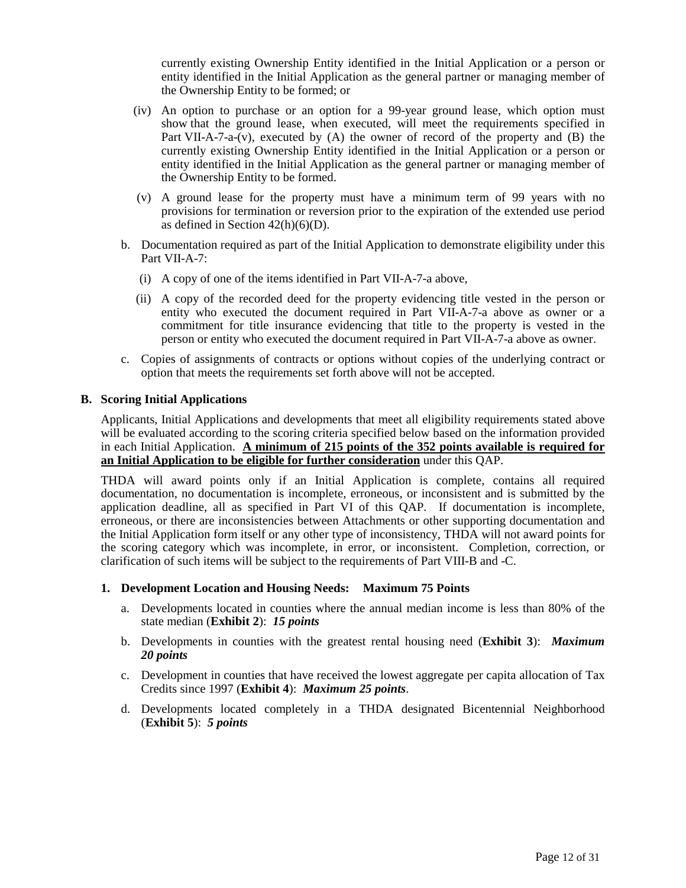currently existing Ownership Entity identified in the Initial Application or a person or entity identified in the Initial Application as the general partner or managing member of the Ownership Entity to be formed; or

(iv) An option to purchase or an option for a 99-year ground lease, which option must show that the ground lease, when executed, will meet the requirements specified in Part VII-A-7-a-(v), executed by (A) the owner of record of the property and (B) the currently existing Ownership Entity identified in the Initial Application or a person or entity identified in the Initial Application as the general partner or managing member of the Ownership Entity to be formed.

(v) A ground lease for the property must have a minimum term of 99 years with no provisions for termination or reversion prior to the expiration of the extended use period as defined in Section 42(h)(6)(D).

b. Documentation required as part of the Initial Application to demonstrate eligibility under this Part VII-A-7:

(i) A copy of one of the items identified in Part VII-A-7-a above,

(ii) A copy of the recorded deed for the property evidencing title vested in the person or entity who executed the document required in Part VII-A-7-a above as owner or a commitment for title insurance evidencing that title to the property is vested in the person or entity who executed the document required in Part VII-A-7-a above as owner.

c. Copies of assignments of contracts or options without copies of the underlying contract or option that meets the requirements set forth above will not be accepted.

### B. Scoring Initial Applications

Applicants, Initial Applications and developments that meet all eligibility requirements stated above will be evaluated according to the scoring criteria specified below based on the information provided in each Initial Application. **A minimum of 215 points of the 352 points available is required for an Initial Application to be eligible for further consideration** under this QAP.

THDA will award points only if an Initial Application is complete, contains all required documentation, no documentation is incomplete, erroneous, or inconsistent and is submitted by the application deadline, all as specified in Part VI of this QAP. If documentation is incomplete, erroneous, or there are inconsistencies between Attachments or other supporting documentation and the Initial Application form itself or any other type of inconsistency, THDA will not award points for the scoring category which was incomplete, in error, or inconsistent. Completion, correction, or clarification of such items will be subject to the requirements of Part VIII-B and -C.

#### 1. Development Location and Housing Needs: Maximum 75 Points

a. Developments located in counties where the annual median income is less than 80% of the state median (**Exhibit 2**): ***15 points***

b. Developments in counties with the greatest rental housing need (**Exhibit 3**): ***Maximum 20 points***

c. Development in counties that have received the lowest aggregate per capita allocation of Tax Credits since 1997 (**Exhibit 4**): ***Maximum 25 points***.

d. Developments located completely in a THDA designated Bicentennial Neighborhood (**Exhibit 5**): ***5 points***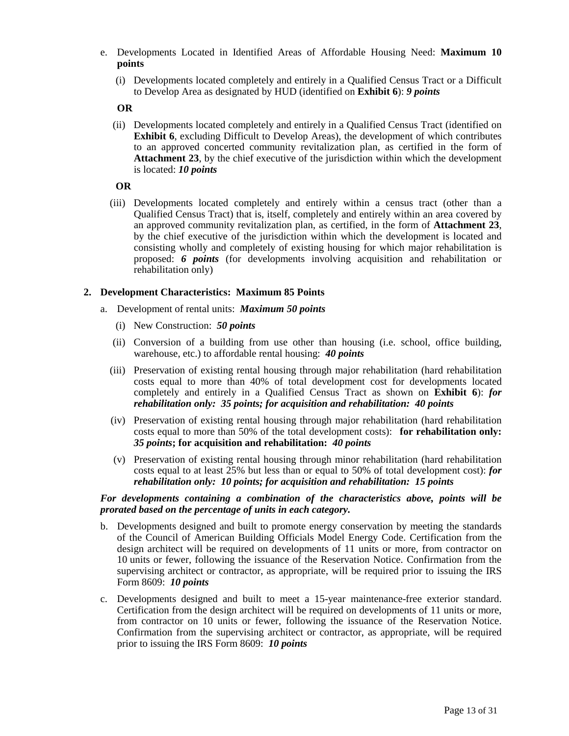e. Developments Located in Identified Areas of Affordable Housing Need: **Maximum 10 points**

   (i) Developments located completely and entirely in a Qualified Census Tract or a Difficult to Develop Area as designated by HUD (identified on **Exhibit 6**): ***9 points***

   **OR**

   (ii) Developments located completely and entirely in a Qualified Census Tract (identified on **Exhibit 6**, excluding Difficult to Develop Areas), the development of which contributes to an approved concerted community revitalization plan, as certified in the form of **Attachment 23**, by the chief executive of the jurisdiction within which the development is located: ***10 points***

   **OR**

   (iii) Developments located completely and entirely within a census tract (other than a Qualified Census Tract) that is, itself, completely and entirely within an area covered by an approved community revitalization plan, as certified, in the form of **Attachment 23**, by the chief executive of the jurisdiction within which the development is located and consisting wholly and completely of existing housing for which major rehabilitation is proposed: ***6 points*** (for developments involving acquisition and rehabilitation or rehabilitation only)

**2. Development Characteristics: Maximum 85 Points**

a. Development of rental units: ***Maximum 50 points***

   (i) New Construction: ***50 points***

   (ii) Conversion of a building from use other than housing (i.e. school, office building, warehouse, etc.) to affordable rental housing: ***40 points***

   (iii) Preservation of existing rental housing through major rehabilitation (hard rehabilitation costs equal to more than 40% of total development cost for developments located completely and entirely in a Qualified Census Tract as shown on **Exhibit 6**): ***for rehabilitation only: 35 points; for acquisition and rehabilitation: 40 points***

   (iv) Preservation of existing rental housing through major rehabilitation (hard rehabilitation costs equal to more than 50% of the total development costs): **for rehabilitation only: *35 points*; for acquisition and rehabilitation: *40 points***

   (v) Preservation of existing rental housing through minor rehabilitation (hard rehabilitation costs equal to at least 25% but less than or equal to 50% of total development cost): ***for rehabilitation only: 10 points; for acquisition and rehabilitation: 15 points***

***For developments containing a combination of the characteristics above, points will be prorated based on the percentage of units in each category.***

b. Developments designed and built to promote energy conservation by meeting the standards of the Council of American Building Officials Model Energy Code. Certification from the design architect will be required on developments of 11 units or more, from contractor on 10 units or fewer, following the issuance of the Reservation Notice. Confirmation from the supervising architect or contractor, as appropriate, will be required prior to issuing the IRS Form 8609: ***10 points***

c. Developments designed and built to meet a 15-year maintenance-free exterior standard. Certification from the design architect will be required on developments of 11 units or more, from contractor on 10 units or fewer, following the issuance of the Reservation Notice. Confirmation from the supervising architect or contractor, as appropriate, will be required prior to issuing the IRS Form 8609: ***10 points***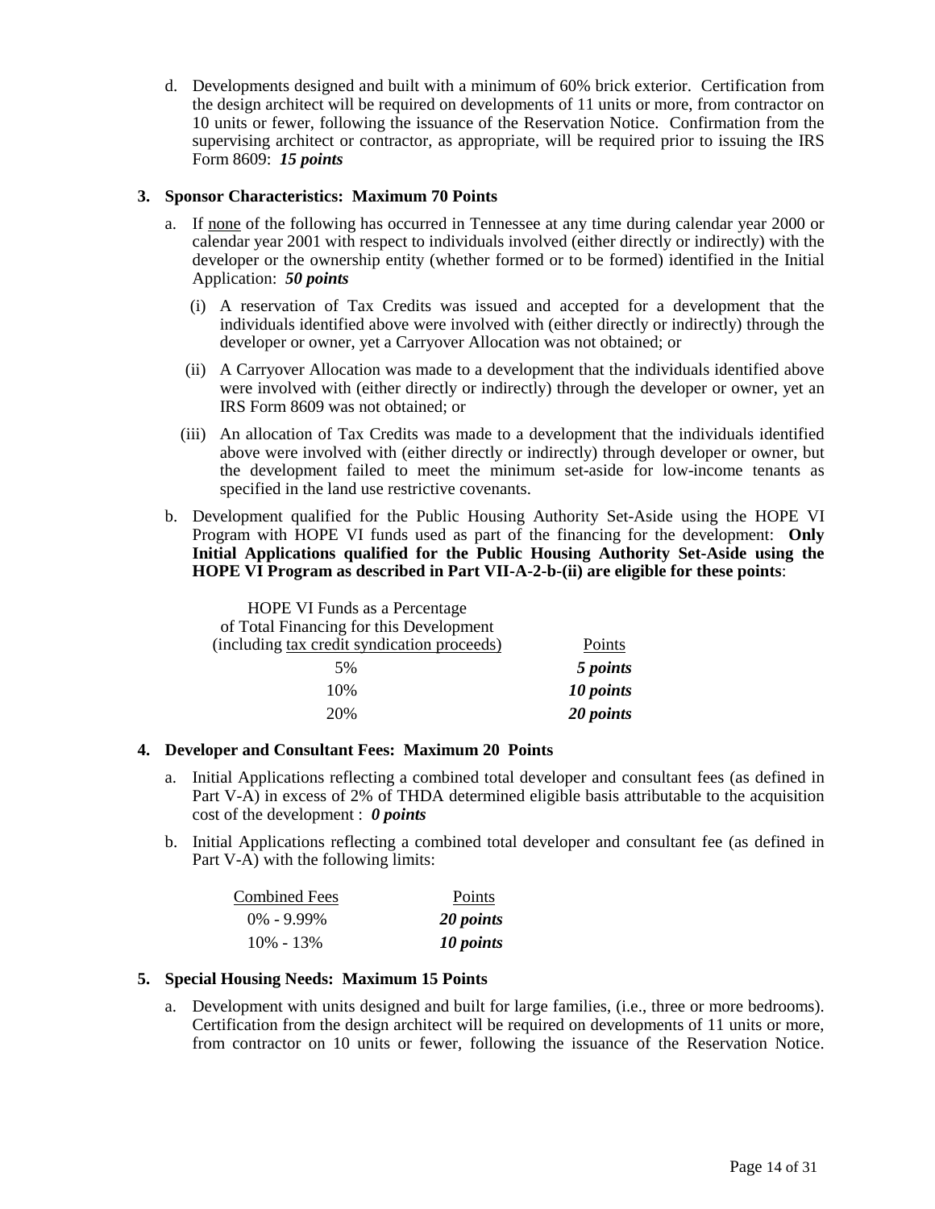d. Developments designed and built with a minimum of 60% brick exterior. Certification from the design architect will be required on developments of 11 units or more, from contractor on 10 units or fewer, following the issuance of the Reservation Notice. Confirmation from the supervising architect or contractor, as appropriate, will be required prior to issuing the IRS Form 8609: ***15 points***

**3. Sponsor Characteristics: Maximum 70 Points**

a. If none of the following has occurred in Tennessee at any time during calendar year 2000 or calendar year 2001 with respect to individuals involved (either directly or indirectly) with the developer or the ownership entity (whether formed or to be formed) identified in the Initial Application: ***50 points***

(i) A reservation of Tax Credits was issued and accepted for a development that the individuals identified above were involved with (either directly or indirectly) through the developer or owner, yet a Carryover Allocation was not obtained; or

(ii) A Carryover Allocation was made to a development that the individuals identified above were involved with (either directly or indirectly) through the developer or owner, yet an IRS Form 8609 was not obtained; or

(iii) An allocation of Tax Credits was made to a development that the individuals identified above were involved with (either directly or indirectly) through developer or owner, but the development failed to meet the minimum set-aside for low-income tenants as specified in the land use restrictive covenants.

b. Development qualified for the Public Housing Authority Set-Aside using the HOPE VI Program with HOPE VI funds used as part of the financing for the development: **Only Initial Applications qualified for the Public Housing Authority Set-Aside using the HOPE VI Program as described in Part VII-A-2-b-(ii) are eligible for these points**:

| HOPE VI Funds as a Percentage of Total Financing for this Development (including tax credit syndication proceeds) | Points |
|---|---|
| 5% | ***5 points*** |
| 10% | ***10 points*** |
| 20% | ***20 points*** |

**4. Developer and Consultant Fees: Maximum 20 Points**

a. Initial Applications reflecting a combined total developer and consultant fees (as defined in Part V-A) in excess of 2% of THDA determined eligible basis attributable to the acquisition cost of the development : ***0 points***

b. Initial Applications reflecting a combined total developer and consultant fee (as defined in Part V-A) with the following limits:

| Combined Fees | Points |
|---|---|
| 0% - 9.99% | ***20 points*** |
| 10% - 13% | ***10 points*** |

**5. Special Housing Needs: Maximum 15 Points**

a. Development with units designed and built for large families, (i.e., three or more bedrooms). Certification from the design architect will be required on developments of 11 units or more, from contractor on 10 units or fewer, following the issuance of the Reservation Notice.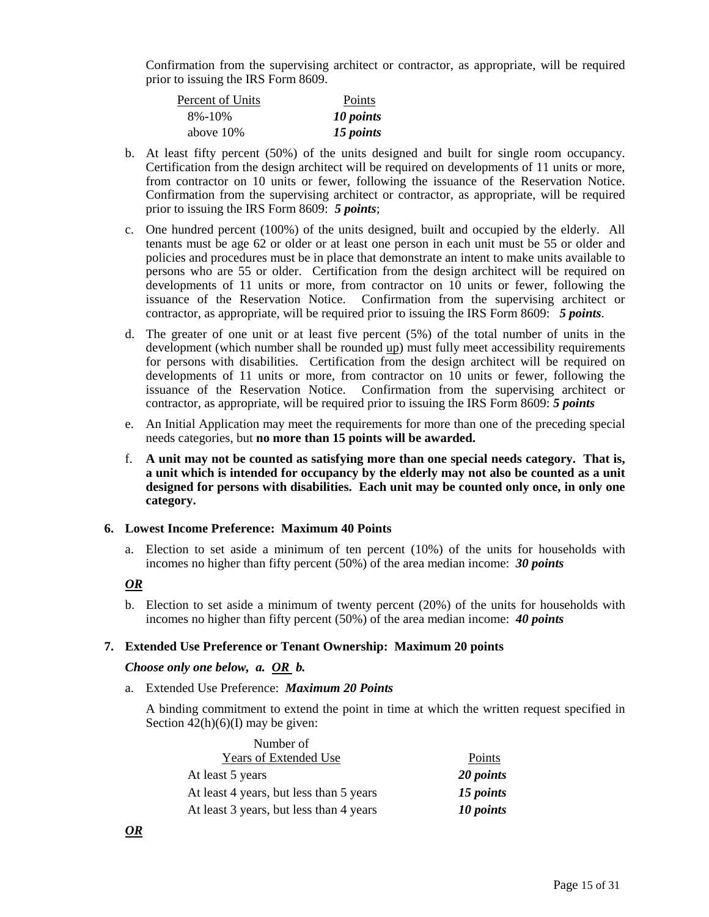Confirmation from the supervising architect or contractor, as appropriate, will be required prior to issuing the IRS Form 8609.

| Percent of Units | Points |
|---|---|
| 8%-10% | ***10 points*** |
| above 10% | ***15 points*** |

b. At least fifty percent (50%) of the units designed and built for single room occupancy. Certification from the design architect will be required on developments of 11 units or more, from contractor on 10 units or fewer, following the issuance of the Reservation Notice. Confirmation from the supervising architect or contractor, as appropriate, will be required prior to issuing the IRS Form 8609: ***5 points***;

c. One hundred percent (100%) of the units designed, built and occupied by the elderly. All tenants must be age 62 or older or at least one person in each unit must be 55 or older and policies and procedures must be in place that demonstrate an intent to make units available to persons who are 55 or older. Certification from the design architect will be required on developments of 11 units or more, from contractor on 10 units or fewer, following the issuance of the Reservation Notice. Confirmation from the supervising architect or contractor, as appropriate, will be required prior to issuing the IRS Form 8609: ***5 points***.

d. The greater of one unit or at least five percent (5%) of the total number of units in the development (which number shall be rounded <u>up</u>) must fully meet accessibility requirements for persons with disabilities. Certification from the design architect will be required on developments of 11 units or more, from contractor on 10 units or fewer, following the issuance of the Reservation Notice. Confirmation from the supervising architect or contractor, as appropriate, will be required prior to issuing the IRS Form 8609: ***5 points***

e. An Initial Application may meet the requirements for more than one of the preceding special needs categories, but **no more than 15 points will be awarded.**

f. **A unit may not be counted as satisfying more than one special needs category. That is, a unit which is intended for occupancy by the elderly may not also be counted as a unit designed for persons with disabilities. Each unit may be counted only once, in only one category.**

**6. Lowest Income Preference: Maximum 40 Points**

a. Election to set aside a minimum of ten percent (10%) of the units for households with incomes no higher than fifty percent (50%) of the area median income: ***30 points***

***<u>OR</u>***

b. Election to set aside a minimum of twenty percent (20%) of the units for households with incomes no higher than fifty percent (50%) of the area median income: ***40 points***

**7. Extended Use Preference or Tenant Ownership: Maximum 20 points**

***Choose only one below, a. <u>OR</u> b.***

a. Extended Use Preference: ***Maximum 20 Points***

A binding commitment to extend the point in time at which the written request specified in Section 42(h)(6)(I) may be given:

| Number of Years of Extended Use | Points |
|---|---|
| At least 5 years | ***20 points*** |
| At least 4 years, but less than 5 years | ***15 points*** |
| At least 3 years, but less than 4 years | ***10 points*** |

***<u>OR</u>***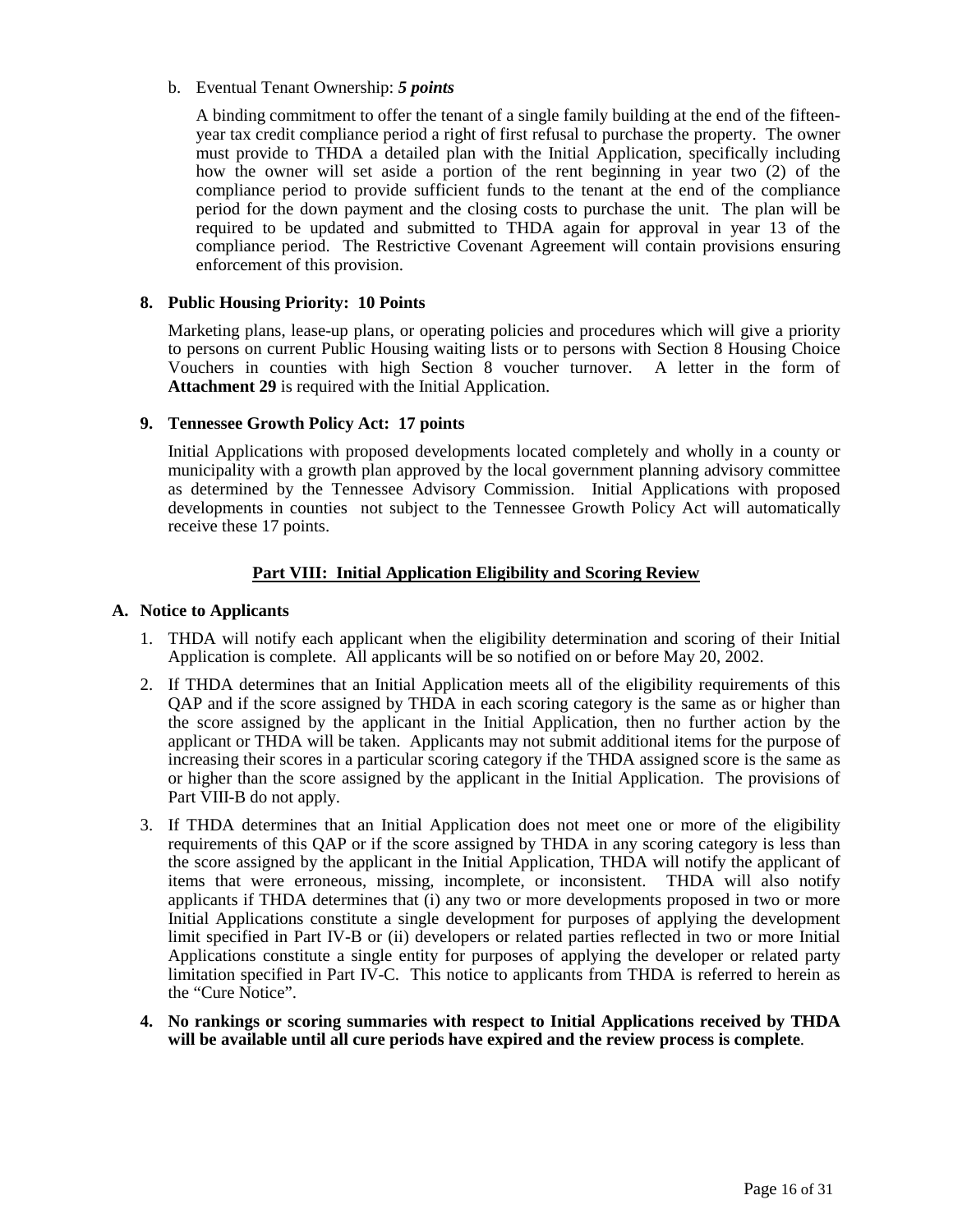b. Eventual Tenant Ownership: ***5 points***

   A binding commitment to offer the tenant of a single family building at the end of the fifteen-year tax credit compliance period a right of first refusal to purchase the property. The owner must provide to THDA a detailed plan with the Initial Application, specifically including how the owner will set aside a portion of the rent beginning in year two (2) of the compliance period to provide sufficient funds to the tenant at the end of the compliance period for the down payment and the closing costs to purchase the unit. The plan will be required to be updated and submitted to THDA again for approval in year 13 of the compliance period. The Restrictive Covenant Agreement will contain provisions ensuring enforcement of this provision.

**8. Public Housing Priority: 10 Points**

Marketing plans, lease-up plans, or operating policies and procedures which will give a priority to persons on current Public Housing waiting lists or to persons with Section 8 Housing Choice Vouchers in counties with high Section 8 voucher turnover. A letter in the form of **Attachment 29** is required with the Initial Application.

**9. Tennessee Growth Policy Act: 17 points**

Initial Applications with proposed developments located completely and wholly in a county or municipality with a growth plan approved by the local government planning advisory committee as determined by the Tennessee Advisory Commission. Initial Applications with proposed developments in counties not subject to the Tennessee Growth Policy Act will automatically receive these 17 points.

## Part VIII: Initial Application Eligibility and Scoring Review

**A. Notice to Applicants**

1. THDA will notify each applicant when the eligibility determination and scoring of their Initial Application is complete. All applicants will be so notified on or before May 20, 2002.
2. If THDA determines that an Initial Application meets all of the eligibility requirements of this QAP and if the score assigned by THDA in each scoring category is the same as or higher than the score assigned by the applicant in the Initial Application, then no further action by the applicant or THDA will be taken. Applicants may not submit additional items for the purpose of increasing their scores in a particular scoring category if the THDA assigned score is the same as or higher than the score assigned by the applicant in the Initial Application. The provisions of Part VIII-B do not apply.
3. If THDA determines that an Initial Application does not meet one or more of the eligibility requirements of this QAP or if the score assigned by THDA in any scoring category is less than the score assigned by the applicant in the Initial Application, THDA will notify the applicant of items that were erroneous, missing, incomplete, or inconsistent. THDA will also notify applicants if THDA determines that (i) any two or more developments proposed in two or more Initial Applications constitute a single development for purposes of applying the development limit specified in Part IV-B or (ii) developers or related parties reflected in two or more Initial Applications constitute a single entity for purposes of applying the developer or related party limitation specified in Part IV-C. This notice to applicants from THDA is referred to herein as the "Cure Notice".
4. **No rankings or scoring summaries with respect to Initial Applications received by THDA will be available until all cure periods have expired and the review process is complete**.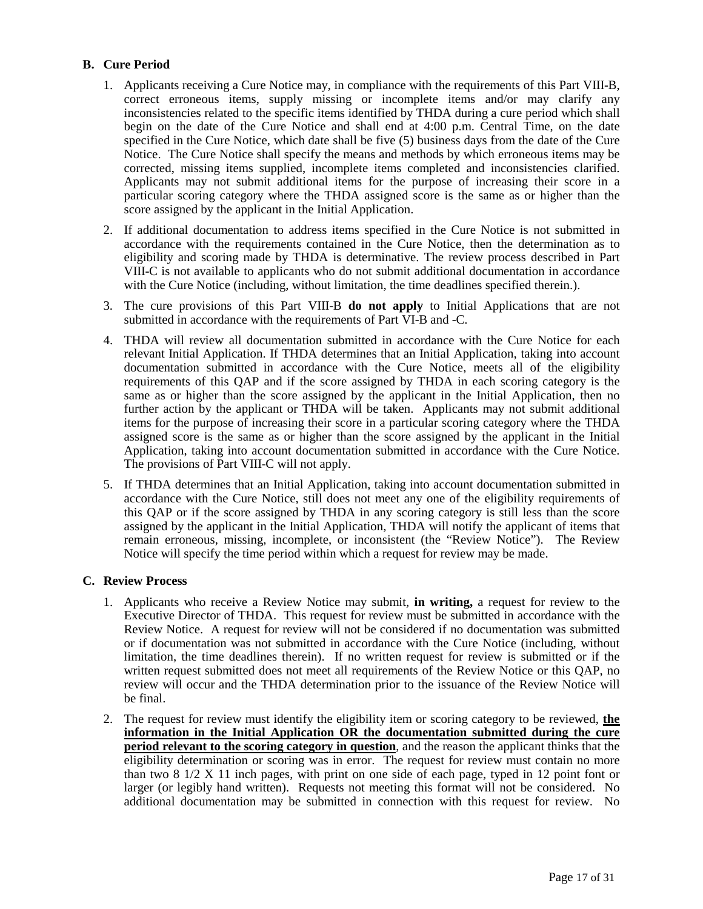## B. Cure Period

1. Applicants receiving a Cure Notice may, in compliance with the requirements of this Part VIII-B, correct erroneous items, supply missing or incomplete items and/or may clarify any inconsistencies related to the specific items identified by THDA during a cure period which shall begin on the date of the Cure Notice and shall end at 4:00 p.m. Central Time, on the date specified in the Cure Notice, which date shall be five (5) business days from the date of the Cure Notice. The Cure Notice shall specify the means and methods by which erroneous items may be corrected, missing items supplied, incomplete items completed and inconsistencies clarified. Applicants may not submit additional items for the purpose of increasing their score in a particular scoring category where the THDA assigned score is the same as or higher than the score assigned by the applicant in the Initial Application.

2. If additional documentation to address items specified in the Cure Notice is not submitted in accordance with the requirements contained in the Cure Notice, then the determination as to eligibility and scoring made by THDA is determinative. The review process described in Part VIII-C is not available to applicants who do not submit additional documentation in accordance with the Cure Notice (including, without limitation, the time deadlines specified therein.).

3. The cure provisions of this Part VIII-B **do not apply** to Initial Applications that are not submitted in accordance with the requirements of Part VI-B and -C.

4. THDA will review all documentation submitted in accordance with the Cure Notice for each relevant Initial Application. If THDA determines that an Initial Application, taking into account documentation submitted in accordance with the Cure Notice, meets all of the eligibility requirements of this QAP and if the score assigned by THDA in each scoring category is the same as or higher than the score assigned by the applicant in the Initial Application, then no further action by the applicant or THDA will be taken. Applicants may not submit additional items for the purpose of increasing their score in a particular scoring category where the THDA assigned score is the same as or higher than the score assigned by the applicant in the Initial Application, taking into account documentation submitted in accordance with the Cure Notice. The provisions of Part VIII-C will not apply.

5. If THDA determines that an Initial Application, taking into account documentation submitted in accordance with the Cure Notice, still does not meet any one of the eligibility requirements of this QAP or if the score assigned by THDA in any scoring category is still less than the score assigned by the applicant in the Initial Application, THDA will notify the applicant of items that remain erroneous, missing, incomplete, or inconsistent (the "Review Notice"). The Review Notice will specify the time period within which a request for review may be made.

## C. Review Process

1. Applicants who receive a Review Notice may submit, **in writing,** a request for review to the Executive Director of THDA. This request for review must be submitted in accordance with the Review Notice. A request for review will not be considered if no documentation was submitted or if documentation was not submitted in accordance with the Cure Notice (including, without limitation, the time deadlines therein). If no written request for review is submitted or if the written request submitted does not meet all requirements of the Review Notice or this QAP, no review will occur and the THDA determination prior to the issuance of the Review Notice will be final.

2. The request for review must identify the eligibility item or scoring category to be reviewed, **the information in the Initial Application OR the documentation submitted during the cure period relevant to the scoring category in question**, and the reason the applicant thinks that the eligibility determination or scoring was in error. The request for review must contain no more than two 8 1/2 X 11 inch pages, with print on one side of each page, typed in 12 point font or larger (or legibly hand written). Requests not meeting this format will not be considered. No additional documentation may be submitted in connection with this request for review. No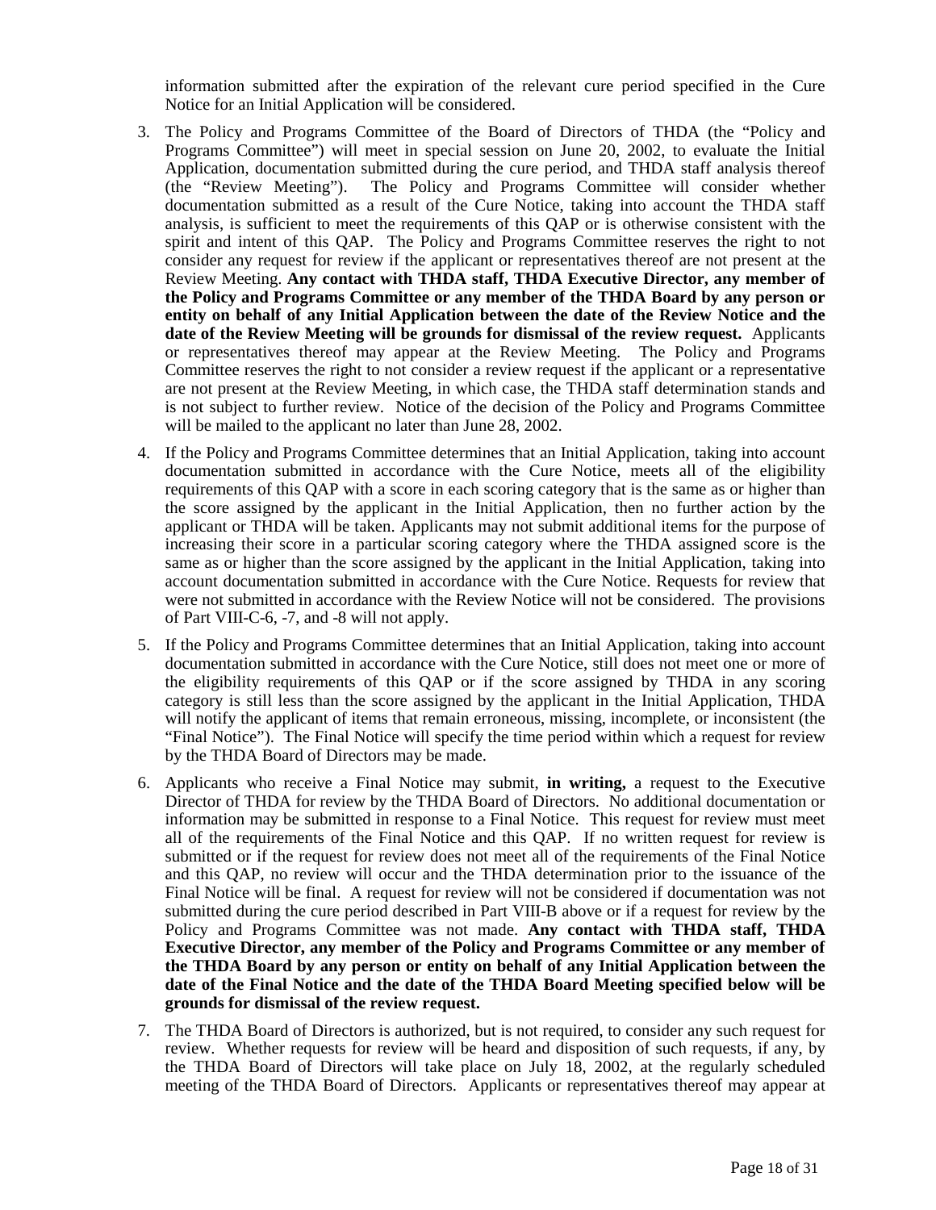information submitted after the expiration of the relevant cure period specified in the Cure Notice for an Initial Application will be considered.

3. The Policy and Programs Committee of the Board of Directors of THDA (the "Policy and Programs Committee") will meet in special session on June 20, 2002, to evaluate the Initial Application, documentation submitted during the cure period, and THDA staff analysis thereof (the "Review Meeting"). The Policy and Programs Committee will consider whether documentation submitted as a result of the Cure Notice, taking into account the THDA staff analysis, is sufficient to meet the requirements of this QAP or is otherwise consistent with the spirit and intent of this QAP. The Policy and Programs Committee reserves the right to not consider any request for review if the applicant or representatives thereof are not present at the Review Meeting. **Any contact with THDA staff, THDA Executive Director, any member of the Policy and Programs Committee or any member of the THDA Board by any person or entity on behalf of any Initial Application between the date of the Review Notice and the date of the Review Meeting will be grounds for dismissal of the review request.** Applicants or representatives thereof may appear at the Review Meeting. The Policy and Programs Committee reserves the right to not consider a review request if the applicant or a representative are not present at the Review Meeting, in which case, the THDA staff determination stands and is not subject to further review. Notice of the decision of the Policy and Programs Committee will be mailed to the applicant no later than June 28, 2002.

4. If the Policy and Programs Committee determines that an Initial Application, taking into account documentation submitted in accordance with the Cure Notice, meets all of the eligibility requirements of this QAP with a score in each scoring category that is the same as or higher than the score assigned by the applicant in the Initial Application, then no further action by the applicant or THDA will be taken. Applicants may not submit additional items for the purpose of increasing their score in a particular scoring category where the THDA assigned score is the same as or higher than the score assigned by the applicant in the Initial Application, taking into account documentation submitted in accordance with the Cure Notice. Requests for review that were not submitted in accordance with the Review Notice will not be considered. The provisions of Part VIII-C-6, -7, and -8 will not apply.

5. If the Policy and Programs Committee determines that an Initial Application, taking into account documentation submitted in accordance with the Cure Notice, still does not meet one or more of the eligibility requirements of this QAP or if the score assigned by THDA in any scoring category is still less than the score assigned by the applicant in the Initial Application, THDA will notify the applicant of items that remain erroneous, missing, incomplete, or inconsistent (the "Final Notice"). The Final Notice will specify the time period within which a request for review by the THDA Board of Directors may be made.

6. Applicants who receive a Final Notice may submit, **in writing,** a request to the Executive Director of THDA for review by the THDA Board of Directors. No additional documentation or information may be submitted in response to a Final Notice. This request for review must meet all of the requirements of the Final Notice and this QAP. If no written request for review is submitted or if the request for review does not meet all of the requirements of the Final Notice and this QAP, no review will occur and the THDA determination prior to the issuance of the Final Notice will be final. A request for review will not be considered if documentation was not submitted during the cure period described in Part VIII-B above or if a request for review by the Policy and Programs Committee was not made. **Any contact with THDA staff, THDA Executive Director, any member of the Policy and Programs Committee or any member of the THDA Board by any person or entity on behalf of any Initial Application between the date of the Final Notice and the date of the THDA Board Meeting specified below will be grounds for dismissal of the review request.**

7. The THDA Board of Directors is authorized, but is not required, to consider any such request for review. Whether requests for review will be heard and disposition of such requests, if any, by the THDA Board of Directors will take place on July 18, 2002, at the regularly scheduled meeting of the THDA Board of Directors. Applicants or representatives thereof may appear at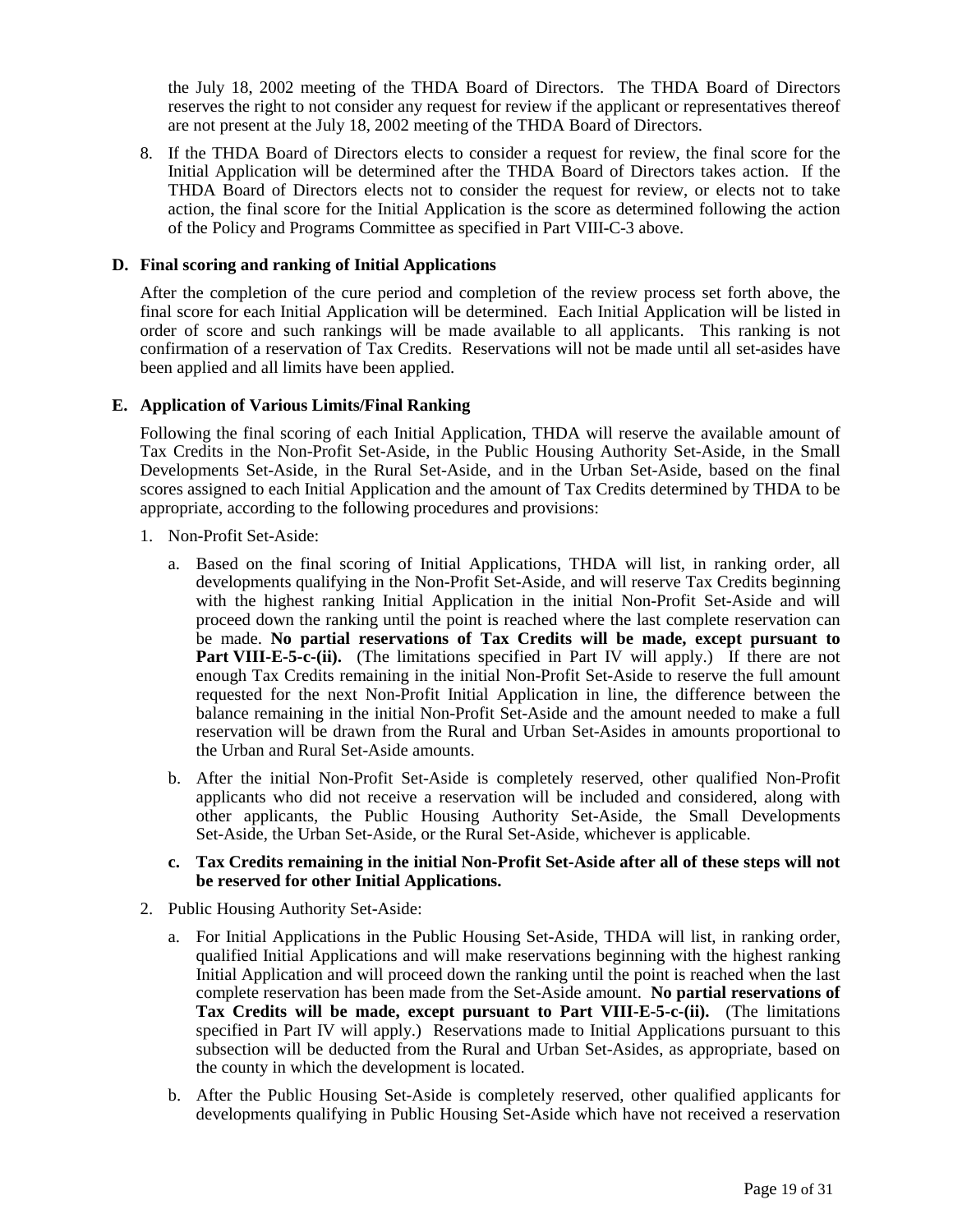the July 18, 2002 meeting of the THDA Board of Directors. The THDA Board of Directors reserves the right to not consider any request for review if the applicant or representatives thereof are not present at the July 18, 2002 meeting of the THDA Board of Directors.

8. If the THDA Board of Directors elects to consider a request for review, the final score for the Initial Application will be determined after the THDA Board of Directors takes action. If the THDA Board of Directors elects not to consider the request for review, or elects not to take action, the final score for the Initial Application is the score as determined following the action of the Policy and Programs Committee as specified in Part VIII-C-3 above.

**D. Final scoring and ranking of Initial Applications**

After the completion of the cure period and completion of the review process set forth above, the final score for each Initial Application will be determined. Each Initial Application will be listed in order of score and such rankings will be made available to all applicants. This ranking is not confirmation of a reservation of Tax Credits. Reservations will not be made until all set-asides have been applied and all limits have been applied.

**E. Application of Various Limits/Final Ranking**

Following the final scoring of each Initial Application, THDA will reserve the available amount of Tax Credits in the Non-Profit Set-Aside, in the Public Housing Authority Set-Aside, in the Small Developments Set-Aside, in the Rural Set-Aside, and in the Urban Set-Aside, based on the final scores assigned to each Initial Application and the amount of Tax Credits determined by THDA to be appropriate, according to the following procedures and provisions:

1. Non-Profit Set-Aside:

   a. Based on the final scoring of Initial Applications, THDA will list, in ranking order, all developments qualifying in the Non-Profit Set-Aside, and will reserve Tax Credits beginning with the highest ranking Initial Application in the initial Non-Profit Set-Aside and will proceed down the ranking until the point is reached where the last complete reservation can be made. **No partial reservations of Tax Credits will be made, except pursuant to Part VIII-E-5-c-(ii).** (The limitations specified in Part IV will apply.) If there are not enough Tax Credits remaining in the initial Non-Profit Set-Aside to reserve the full amount requested for the next Non-Profit Initial Application in line, the difference between the balance remaining in the initial Non-Profit Set-Aside and the amount needed to make a full reservation will be drawn from the Rural and Urban Set-Asides in amounts proportional to the Urban and Rural Set-Aside amounts.

   b. After the initial Non-Profit Set-Aside is completely reserved, other qualified Non-Profit applicants who did not receive a reservation will be included and considered, along with other applicants, the Public Housing Authority Set-Aside, the Small Developments Set-Aside, the Urban Set-Aside, or the Rural Set-Aside, whichever is applicable.

   **c. Tax Credits remaining in the initial Non-Profit Set-Aside after all of these steps will not be reserved for other Initial Applications.**

2. Public Housing Authority Set-Aside:

   a. For Initial Applications in the Public Housing Set-Aside, THDA will list, in ranking order, qualified Initial Applications and will make reservations beginning with the highest ranking Initial Application and will proceed down the ranking until the point is reached when the last complete reservation has been made from the Set-Aside amount. **No partial reservations of Tax Credits will be made, except pursuant to Part VIII-E-5-c-(ii).** (The limitations specified in Part IV will apply.) Reservations made to Initial Applications pursuant to this subsection will be deducted from the Rural and Urban Set-Asides, as appropriate, based on the county in which the development is located.

   b. After the Public Housing Set-Aside is completely reserved, other qualified applicants for developments qualifying in Public Housing Set-Aside which have not received a reservation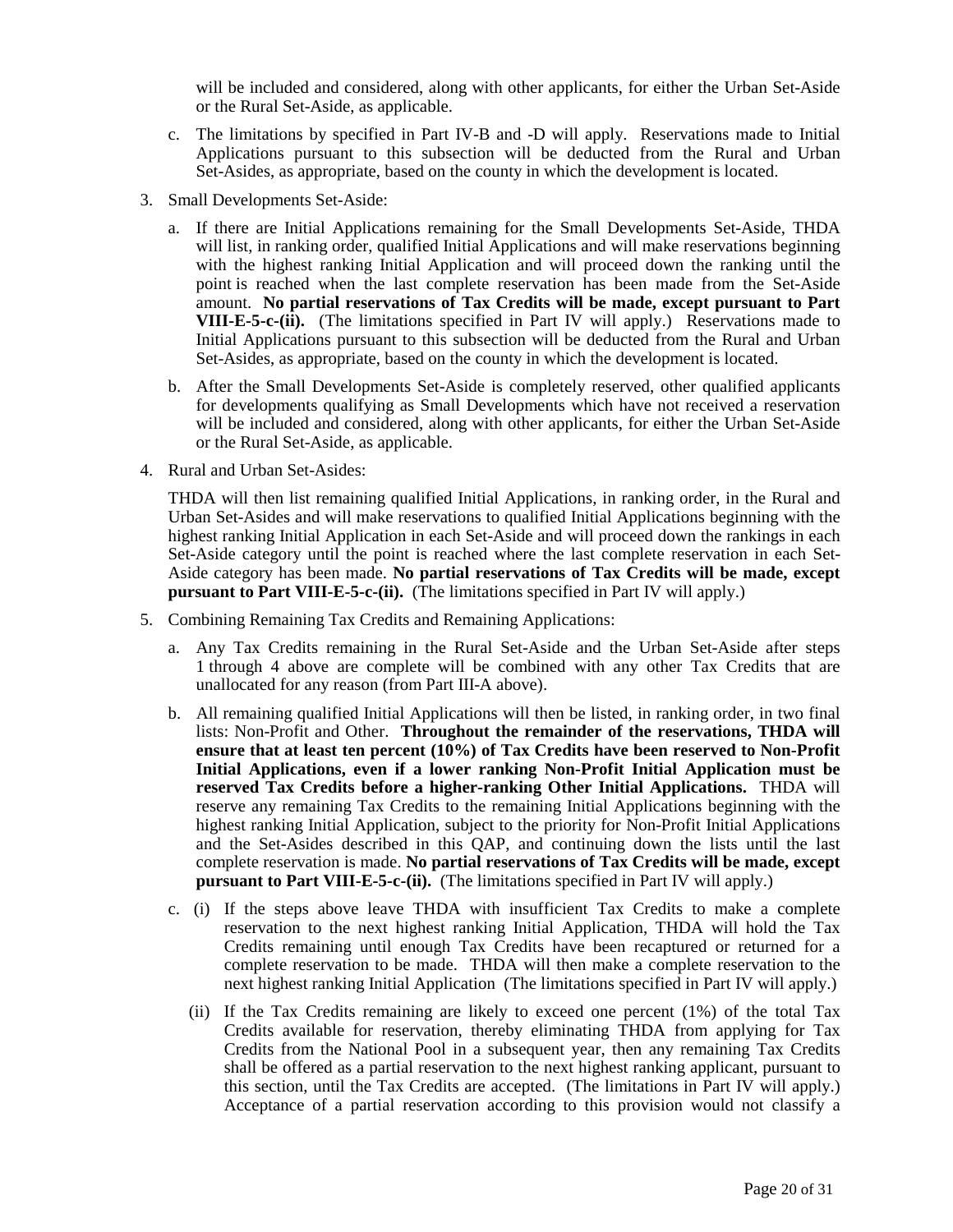will be included and considered, along with other applicants, for either the Urban Set-Aside or the Rural Set-Aside, as applicable.

c. The limitations by specified in Part IV-B and -D will apply. Reservations made to Initial Applications pursuant to this subsection will be deducted from the Rural and Urban Set-Asides, as appropriate, based on the county in which the development is located.

3. Small Developments Set-Aside:

   a. If there are Initial Applications remaining for the Small Developments Set-Aside, THDA will list, in ranking order, qualified Initial Applications and will make reservations beginning with the highest ranking Initial Application and will proceed down the ranking until the point is reached when the last complete reservation has been made from the Set-Aside amount. **No partial reservations of Tax Credits will be made, except pursuant to Part VIII-E-5-c-(ii).** (The limitations specified in Part IV will apply.) Reservations made to Initial Applications pursuant to this subsection will be deducted from the Rural and Urban Set-Asides, as appropriate, based on the county in which the development is located.

   b. After the Small Developments Set-Aside is completely reserved, other qualified applicants for developments qualifying as Small Developments which have not received a reservation will be included and considered, along with other applicants, for either the Urban Set-Aside or the Rural Set-Aside, as applicable.

4. Rural and Urban Set-Asides:

   THDA will then list remaining qualified Initial Applications, in ranking order, in the Rural and Urban Set-Asides and will make reservations to qualified Initial Applications beginning with the highest ranking Initial Application in each Set-Aside and will proceed down the rankings in each Set-Aside category until the point is reached where the last complete reservation in each Set-Aside category has been made. **No partial reservations of Tax Credits will be made, except pursuant to Part VIII-E-5-c-(ii).** (The limitations specified in Part IV will apply.)

5. Combining Remaining Tax Credits and Remaining Applications:

   a. Any Tax Credits remaining in the Rural Set-Aside and the Urban Set-Aside after steps 1 through 4 above are complete will be combined with any other Tax Credits that are unallocated for any reason (from Part III-A above).

   b. All remaining qualified Initial Applications will then be listed, in ranking order, in two final lists: Non-Profit and Other. **Throughout the remainder of the reservations, THDA will ensure that at least ten percent (10%) of Tax Credits have been reserved to Non-Profit Initial Applications, even if a lower ranking Non-Profit Initial Application must be reserved Tax Credits before a higher-ranking Other Initial Applications.** THDA will reserve any remaining Tax Credits to the remaining Initial Applications beginning with the highest ranking Initial Application, subject to the priority for Non-Profit Initial Applications and the Set-Asides described in this QAP, and continuing down the lists until the last complete reservation is made. **No partial reservations of Tax Credits will be made, except pursuant to Part VIII-E-5-c-(ii).** (The limitations specified in Part IV will apply.)

   c. (i) If the steps above leave THDA with insufficient Tax Credits to make a complete reservation to the next highest ranking Initial Application, THDA will hold the Tax Credits remaining until enough Tax Credits have been recaptured or returned for a complete reservation to be made. THDA will then make a complete reservation to the next highest ranking Initial Application (The limitations specified in Part IV will apply.)

      (ii) If the Tax Credits remaining are likely to exceed one percent (1%) of the total Tax Credits available for reservation, thereby eliminating THDA from applying for Tax Credits from the National Pool in a subsequent year, then any remaining Tax Credits shall be offered as a partial reservation to the next highest ranking applicant, pursuant to this section, until the Tax Credits are accepted. (The limitations in Part IV will apply.) Acceptance of a partial reservation according to this provision would not classify a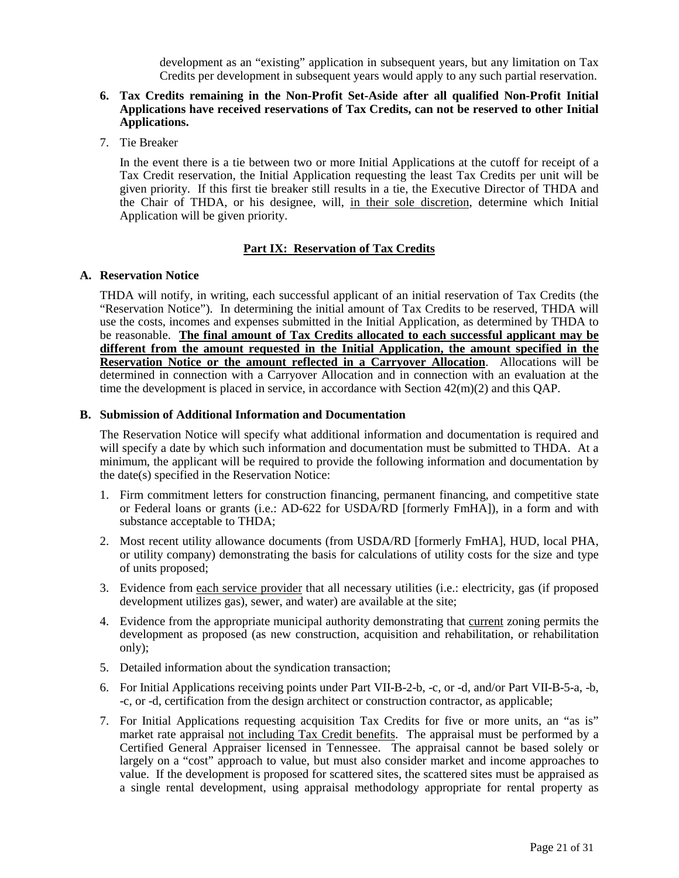development as an "existing" application in subsequent years, but any limitation on Tax Credits per development in subsequent years would apply to any such partial reservation.

6. **Tax Credits remaining in the Non-Profit Set-Aside after all qualified Non-Profit Initial Applications have received reservations of Tax Credits, can not be reserved to other Initial Applications.**

7. Tie Breaker

   In the event there is a tie between two or more Initial Applications at the cutoff for receipt of a Tax Credit reservation, the Initial Application requesting the least Tax Credits per unit will be given priority. If this first tie breaker still results in a tie, the Executive Director of THDA and the Chair of THDA, or his designee, will, in their sole discretion, determine which Initial Application will be given priority.

## Part IX: Reservation of Tax Credits

### A. Reservation Notice

THDA will notify, in writing, each successful applicant of an initial reservation of Tax Credits (the "Reservation Notice"). In determining the initial amount of Tax Credits to be reserved, THDA will use the costs, incomes and expenses submitted in the Initial Application, as determined by THDA to be reasonable. **The final amount of Tax Credits allocated to each successful applicant may be different from the amount requested in the Initial Application, the amount specified in the Reservation Notice or the amount reflected in a Carryover Allocation**. Allocations will be determined in connection with a Carryover Allocation and in connection with an evaluation at the time the development is placed in service, in accordance with Section 42(m)(2) and this QAP.

### B. Submission of Additional Information and Documentation

The Reservation Notice will specify what additional information and documentation is required and will specify a date by which such information and documentation must be submitted to THDA. At a minimum, the applicant will be required to provide the following information and documentation by the date(s) specified in the Reservation Notice:

1. Firm commitment letters for construction financing, permanent financing, and competitive state or Federal loans or grants (i.e.: AD-622 for USDA/RD [formerly FmHA]), in a form and with substance acceptable to THDA;
2. Most recent utility allowance documents (from USDA/RD [formerly FmHA], HUD, local PHA, or utility company) demonstrating the basis for calculations of utility costs for the size and type of units proposed;
3. Evidence from each service provider that all necessary utilities (i.e.: electricity, gas (if proposed development utilizes gas), sewer, and water) are available at the site;
4. Evidence from the appropriate municipal authority demonstrating that current zoning permits the development as proposed (as new construction, acquisition and rehabilitation, or rehabilitation only);
5. Detailed information about the syndication transaction;
6. For Initial Applications receiving points under Part VII-B-2-b, -c, or -d, and/or Part VII-B-5-a, -b, -c, or -d, certification from the design architect or construction contractor, as applicable;
7. For Initial Applications requesting acquisition Tax Credits for five or more units, an "as is" market rate appraisal not including Tax Credit benefits. The appraisal must be performed by a Certified General Appraiser licensed in Tennessee. The appraisal cannot be based solely or largely on a "cost" approach to value, but must also consider market and income approaches to value. If the development is proposed for scattered sites, the scattered sites must be appraised as a single rental development, using appraisal methodology appropriate for rental property as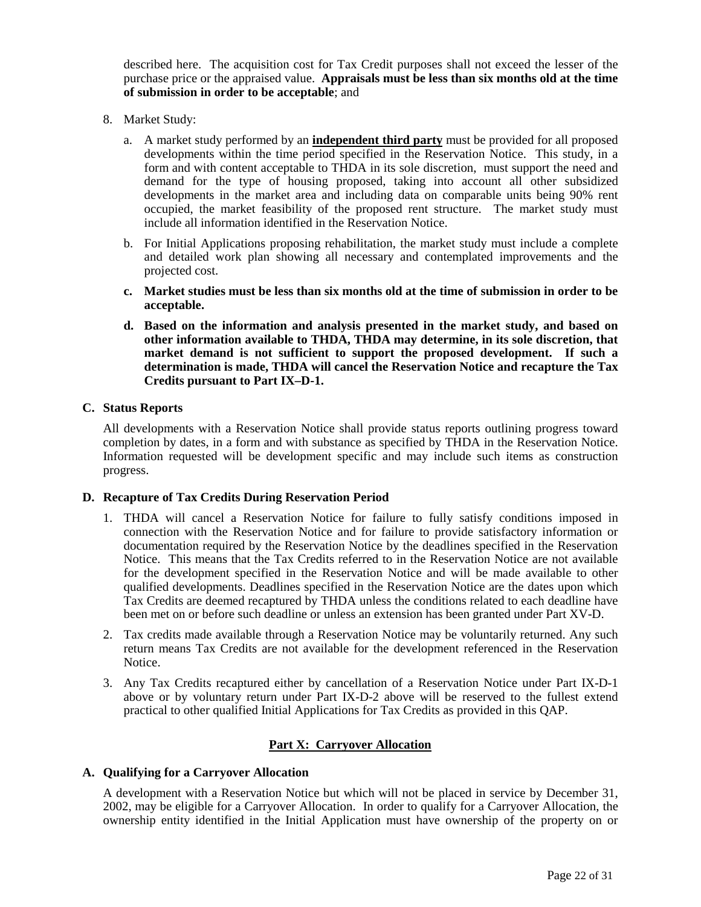described here. The acquisition cost for Tax Credit purposes shall not exceed the lesser of the purchase price or the appraised value. **Appraisals must be less than six months old at the time of submission in order to be acceptable**; and

8. Market Study:

   a. A market study performed by an **independent third party** must be provided for all proposed developments within the time period specified in the Reservation Notice. This study, in a form and with content acceptable to THDA in its sole discretion, must support the need and demand for the type of housing proposed, taking into account all other subsidized developments in the market area and including data on comparable units being 90% rent occupied, the market feasibility of the proposed rent structure. The market study must include all information identified in the Reservation Notice.

   b. For Initial Applications proposing rehabilitation, the market study must include a complete and detailed work plan showing all necessary and contemplated improvements and the projected cost.

   **c. Market studies must be less than six months old at the time of submission in order to be acceptable.**

   **d. Based on the information and analysis presented in the market study, and based on other information available to THDA, THDA may determine, in its sole discretion, that market demand is not sufficient to support the proposed development. If such a determination is made, THDA will cancel the Reservation Notice and recapture the Tax Credits pursuant to Part IX–D-1.**

### C. Status Reports

All developments with a Reservation Notice shall provide status reports outlining progress toward completion by dates, in a form and with substance as specified by THDA in the Reservation Notice. Information requested will be development specific and may include such items as construction progress.

### D. Recapture of Tax Credits During Reservation Period

1. THDA will cancel a Reservation Notice for failure to fully satisfy conditions imposed in connection with the Reservation Notice and for failure to provide satisfactory information or documentation required by the Reservation Notice by the deadlines specified in the Reservation Notice. This means that the Tax Credits referred to in the Reservation Notice are not available for the development specified in the Reservation Notice and will be made available to other qualified developments. Deadlines specified in the Reservation Notice are the dates upon which Tax Credits are deemed recaptured by THDA unless the conditions related to each deadline have been met on or before such deadline or unless an extension has been granted under Part XV-D.

2. Tax credits made available through a Reservation Notice may be voluntarily returned. Any such return means Tax Credits are not available for the development referenced in the Reservation Notice.

3. Any Tax Credits recaptured either by cancellation of a Reservation Notice under Part IX-D-1 above or by voluntary return under Part IX-D-2 above will be reserved to the fullest extend practical to other qualified Initial Applications for Tax Credits as provided in this QAP.

## Part X: Carryover Allocation

### A. Qualifying for a Carryover Allocation

A development with a Reservation Notice but which will not be placed in service by December 31, 2002, may be eligible for a Carryover Allocation. In order to qualify for a Carryover Allocation, the ownership entity identified in the Initial Application must have ownership of the property on or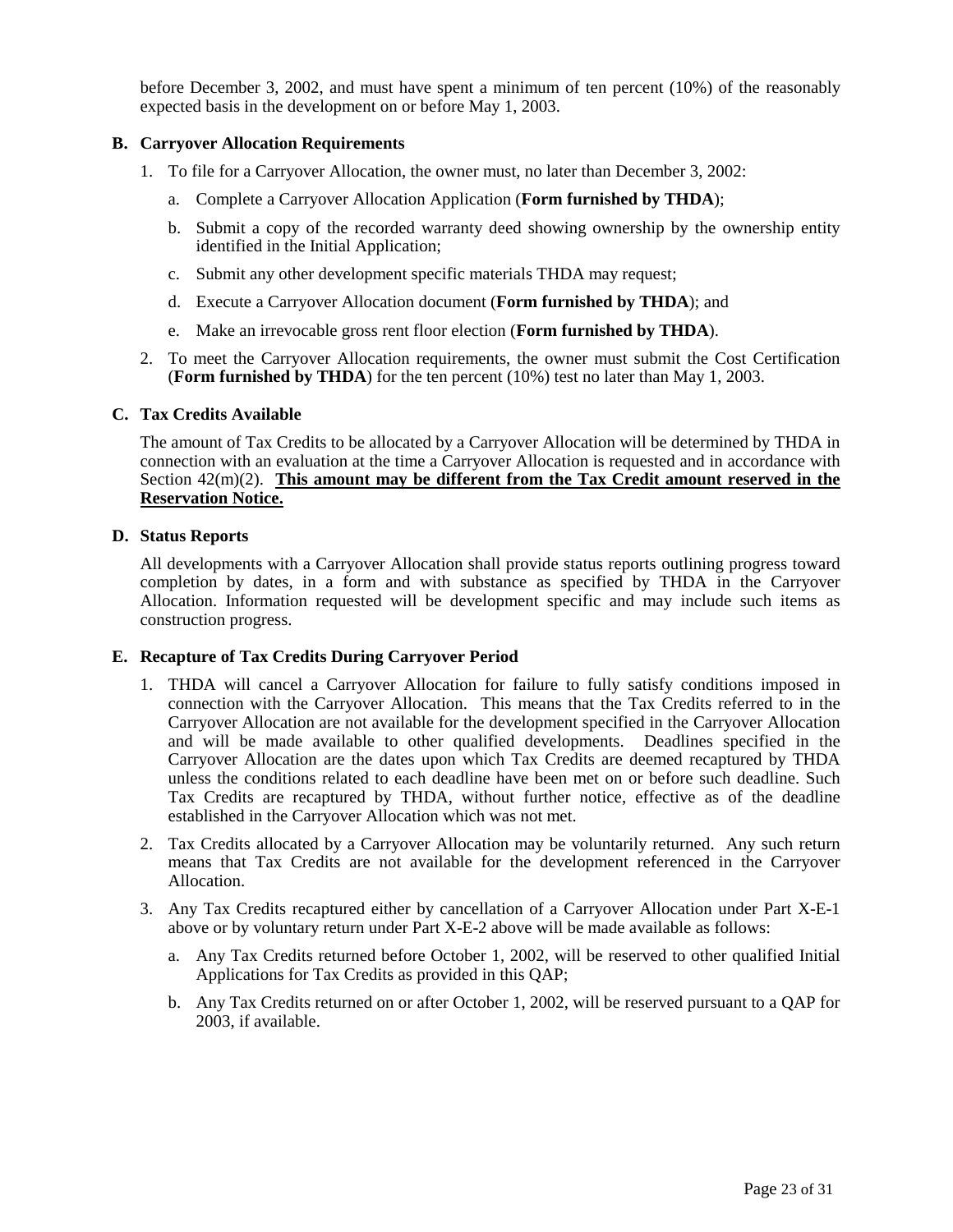before December 3, 2002, and must have spent a minimum of ten percent (10%) of the reasonably expected basis in the development on or before May 1, 2003.

### B. Carryover Allocation Requirements

1. To file for a Carryover Allocation, the owner must, no later than December 3, 2002:

   a. Complete a Carryover Allocation Application (**Form furnished by THDA**);

   b. Submit a copy of the recorded warranty deed showing ownership by the ownership entity identified in the Initial Application;

   c. Submit any other development specific materials THDA may request;

   d. Execute a Carryover Allocation document (**Form furnished by THDA**); and

   e. Make an irrevocable gross rent floor election (**Form furnished by THDA**).

2. To meet the Carryover Allocation requirements, the owner must submit the Cost Certification (**Form furnished by THDA**) for the ten percent (10%) test no later than May 1, 2003.

### C. Tax Credits Available

The amount of Tax Credits to be allocated by a Carryover Allocation will be determined by THDA in connection with an evaluation at the time a Carryover Allocation is requested and in accordance with Section 42(m)(2). <u>**This amount may be different from the Tax Credit amount reserved in the Reservation Notice.**</u>

### D. Status Reports

All developments with a Carryover Allocation shall provide status reports outlining progress toward completion by dates, in a form and with substance as specified by THDA in the Carryover Allocation. Information requested will be development specific and may include such items as construction progress.

### E. Recapture of Tax Credits During Carryover Period

1. THDA will cancel a Carryover Allocation for failure to fully satisfy conditions imposed in connection with the Carryover Allocation. This means that the Tax Credits referred to in the Carryover Allocation are not available for the development specified in the Carryover Allocation and will be made available to other qualified developments. Deadlines specified in the Carryover Allocation are the dates upon which Tax Credits are deemed recaptured by THDA unless the conditions related to each deadline have been met on or before such deadline. Such Tax Credits are recaptured by THDA, without further notice, effective as of the deadline established in the Carryover Allocation which was not met.

2. Tax Credits allocated by a Carryover Allocation may be voluntarily returned. Any such return means that Tax Credits are not available for the development referenced in the Carryover Allocation.

3. Any Tax Credits recaptured either by cancellation of a Carryover Allocation under Part X-E-1 above or by voluntary return under Part X-E-2 above will be made available as follows:

   a. Any Tax Credits returned before October 1, 2002, will be reserved to other qualified Initial Applications for Tax Credits as provided in this QAP;

   b. Any Tax Credits returned on or after October 1, 2002, will be reserved pursuant to a QAP for 2003, if available.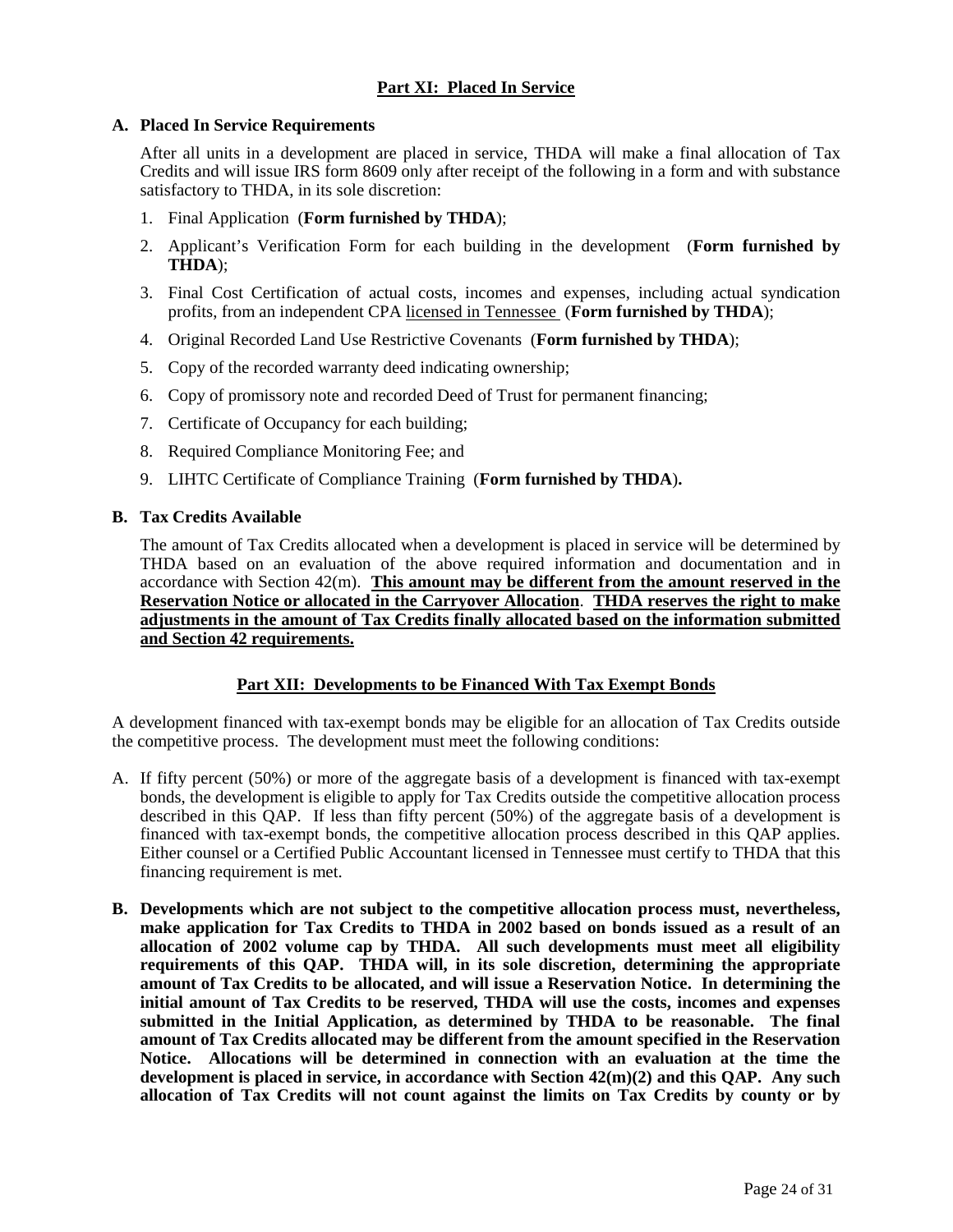## Part XI: Placed In Service

### A. Placed In Service Requirements

After all units in a development are placed in service, THDA will make a final allocation of Tax Credits and will issue IRS form 8609 only after receipt of the following in a form and with substance satisfactory to THDA, in its sole discretion:

1. Final Application (**Form furnished by THDA**);
2. Applicant's Verification Form for each building in the development (**Form furnished by THDA**);
3. Final Cost Certification of actual costs, incomes and expenses, including actual syndication profits, from an independent CPA licensed in Tennessee (**Form furnished by THDA**);
4. Original Recorded Land Use Restrictive Covenants (**Form furnished by THDA**);
5. Copy of the recorded warranty deed indicating ownership;
6. Copy of promissory note and recorded Deed of Trust for permanent financing;
7. Certificate of Occupancy for each building;
8. Required Compliance Monitoring Fee; and
9. LIHTC Certificate of Compliance Training (**Form furnished by THDA**)**.**

### B. Tax Credits Available

The amount of Tax Credits allocated when a development is placed in service will be determined by THDA based on an evaluation of the above required information and documentation and in accordance with Section 42(m). **This amount may be different from the amount reserved in the Reservation Notice or allocated in the Carryover Allocation**. **THDA reserves the right to make adjustments in the amount of Tax Credits finally allocated based on the information submitted and Section 42 requirements.**

## Part XII: Developments to be Financed With Tax Exempt Bonds

A development financed with tax-exempt bonds may be eligible for an allocation of Tax Credits outside the competitive process. The development must meet the following conditions:

A. If fifty percent (50%) or more of the aggregate basis of a development is financed with tax-exempt bonds, the development is eligible to apply for Tax Credits outside the competitive allocation process described in this QAP. If less than fifty percent (50%) of the aggregate basis of a development is financed with tax-exempt bonds, the competitive allocation process described in this QAP applies. Either counsel or a Certified Public Accountant licensed in Tennessee must certify to THDA that this financing requirement is met.

**B. Developments which are not subject to the competitive allocation process must, nevertheless, make application for Tax Credits to THDA in 2002 based on bonds issued as a result of an allocation of 2002 volume cap by THDA. All such developments must meet all eligibility requirements of this QAP. THDA will, in its sole discretion, determining the appropriate amount of Tax Credits to be allocated, and will issue a Reservation Notice. In determining the initial amount of Tax Credits to be reserved, THDA will use the costs, incomes and expenses submitted in the Initial Application, as determined by THDA to be reasonable. The final amount of Tax Credits allocated may be different from the amount specified in the Reservation Notice. Allocations will be determined in connection with an evaluation at the time the development is placed in service, in accordance with Section 42(m)(2) and this QAP. Any such allocation of Tax Credits will not count against the limits on Tax Credits by county or by**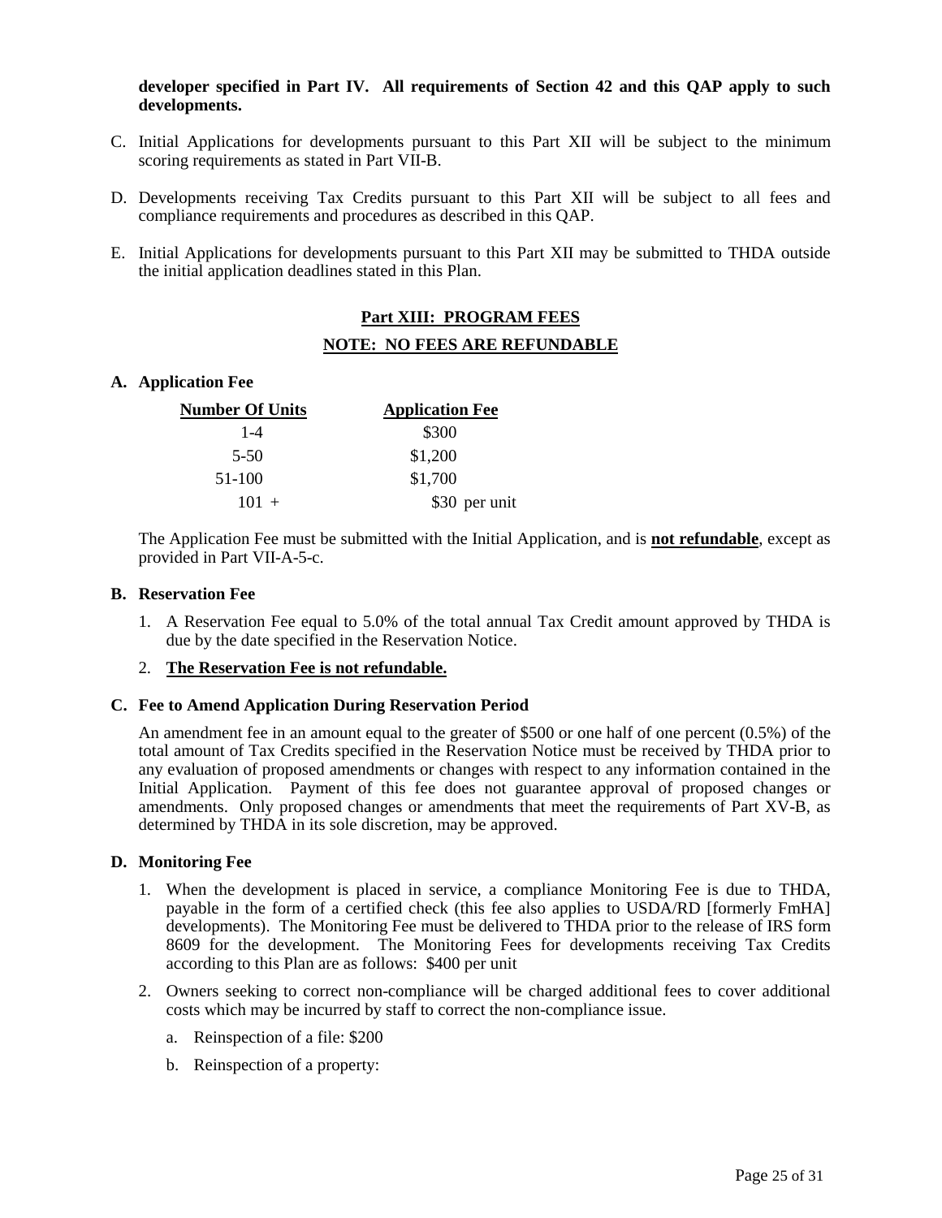**developer specified in Part IV. All requirements of Section 42 and this QAP apply to such developments.**

C. Initial Applications for developments pursuant to this Part XII will be subject to the minimum scoring requirements as stated in Part VII-B.

D. Developments receiving Tax Credits pursuant to this Part XII will be subject to all fees and compliance requirements and procedures as described in this QAP.

E. Initial Applications for developments pursuant to this Part XII may be submitted to THDA outside the initial application deadlines stated in this Plan.

## Part XIII: PROGRAM FEES

**NOTE: NO FEES ARE REFUNDABLE**

### A. Application Fee

| Number Of Units | Application Fee |
|---|---|
| 1-4 | $300 |
| 5-50 | $1,200 |
| 51-100 | $1,700 |
| 101 + | $30 per unit |

The Application Fee must be submitted with the Initial Application, and is **not refundable**, except as provided in Part VII-A-5-c.

### B. Reservation Fee

1. A Reservation Fee equal to 5.0% of the total annual Tax Credit amount approved by THDA is due by the date specified in the Reservation Notice.
2. **The Reservation Fee is not refundable.**

### C. Fee to Amend Application During Reservation Period

An amendment fee in an amount equal to the greater of $500 or one half of one percent (0.5%) of the total amount of Tax Credits specified in the Reservation Notice must be received by THDA prior to any evaluation of proposed amendments or changes with respect to any information contained in the Initial Application. Payment of this fee does not guarantee approval of proposed changes or amendments. Only proposed changes or amendments that meet the requirements of Part XV-B, as determined by THDA in its sole discretion, may be approved.

### D. Monitoring Fee

1. When the development is placed in service, a compliance Monitoring Fee is due to THDA, payable in the form of a certified check (this fee also applies to USDA/RD [formerly FmHA] developments). The Monitoring Fee must be delivered to THDA prior to the release of IRS form 8609 for the development. The Monitoring Fees for developments receiving Tax Credits according to this Plan are as follows: $400 per unit
2. Owners seeking to correct non-compliance will be charged additional fees to cover additional costs which may be incurred by staff to correct the non-compliance issue.
   a. Reinspection of a file: $200
   b. Reinspection of a property: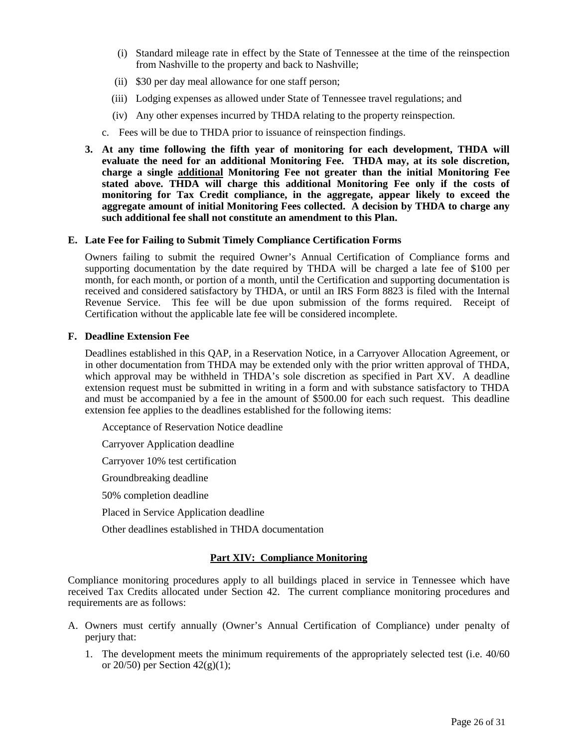(i) Standard mileage rate in effect by the State of Tennessee at the time of the reinspection from Nashville to the property and back to Nashville;

(ii) $30 per day meal allowance for one staff person;

(iii) Lodging expenses as allowed under State of Tennessee travel regulations; and

(iv) Any other expenses incurred by THDA relating to the property reinspection.

c. Fees will be due to THDA prior to issuance of reinspection findings.

**3. At any time following the fifth year of monitoring for each development, THDA will evaluate the need for an additional Monitoring Fee. THDA may, at its sole discretion, charge a single additional Monitoring Fee not greater than the initial Monitoring Fee stated above. THDA will charge this additional Monitoring Fee only if the costs of monitoring for Tax Credit compliance, in the aggregate, appear likely to exceed the aggregate amount of initial Monitoring Fees collected. A decision by THDA to charge any such additional fee shall not constitute an amendment to this Plan.**

**E. Late Fee for Failing to Submit Timely Compliance Certification Forms**

Owners failing to submit the required Owner's Annual Certification of Compliance forms and supporting documentation by the date required by THDA will be charged a late fee of $100 per month, for each month, or portion of a month, until the Certification and supporting documentation is received and considered satisfactory by THDA, or until an IRS Form 8823 is filed with the Internal Revenue Service. This fee will be due upon submission of the forms required. Receipt of Certification without the applicable late fee will be considered incomplete.

**F. Deadline Extension Fee**

Deadlines established in this QAP, in a Reservation Notice, in a Carryover Allocation Agreement, or in other documentation from THDA may be extended only with the prior written approval of THDA, which approval may be withheld in THDA's sole discretion as specified in Part XV. A deadline extension request must be submitted in writing in a form and with substance satisfactory to THDA and must be accompanied by a fee in the amount of $500.00 for each such request. This deadline extension fee applies to the deadlines established for the following items:

Acceptance of Reservation Notice deadline

Carryover Application deadline

Carryover 10% test certification

Groundbreaking deadline

50% completion deadline

Placed in Service Application deadline

Other deadlines established in THDA documentation

## Part XIV: Compliance Monitoring

Compliance monitoring procedures apply to all buildings placed in service in Tennessee which have received Tax Credits allocated under Section 42. The current compliance monitoring procedures and requirements are as follows:

A. Owners must certify annually (Owner's Annual Certification of Compliance) under penalty of perjury that:

1. The development meets the minimum requirements of the appropriately selected test (i.e. 40/60 or 20/50) per Section 42(g)(1);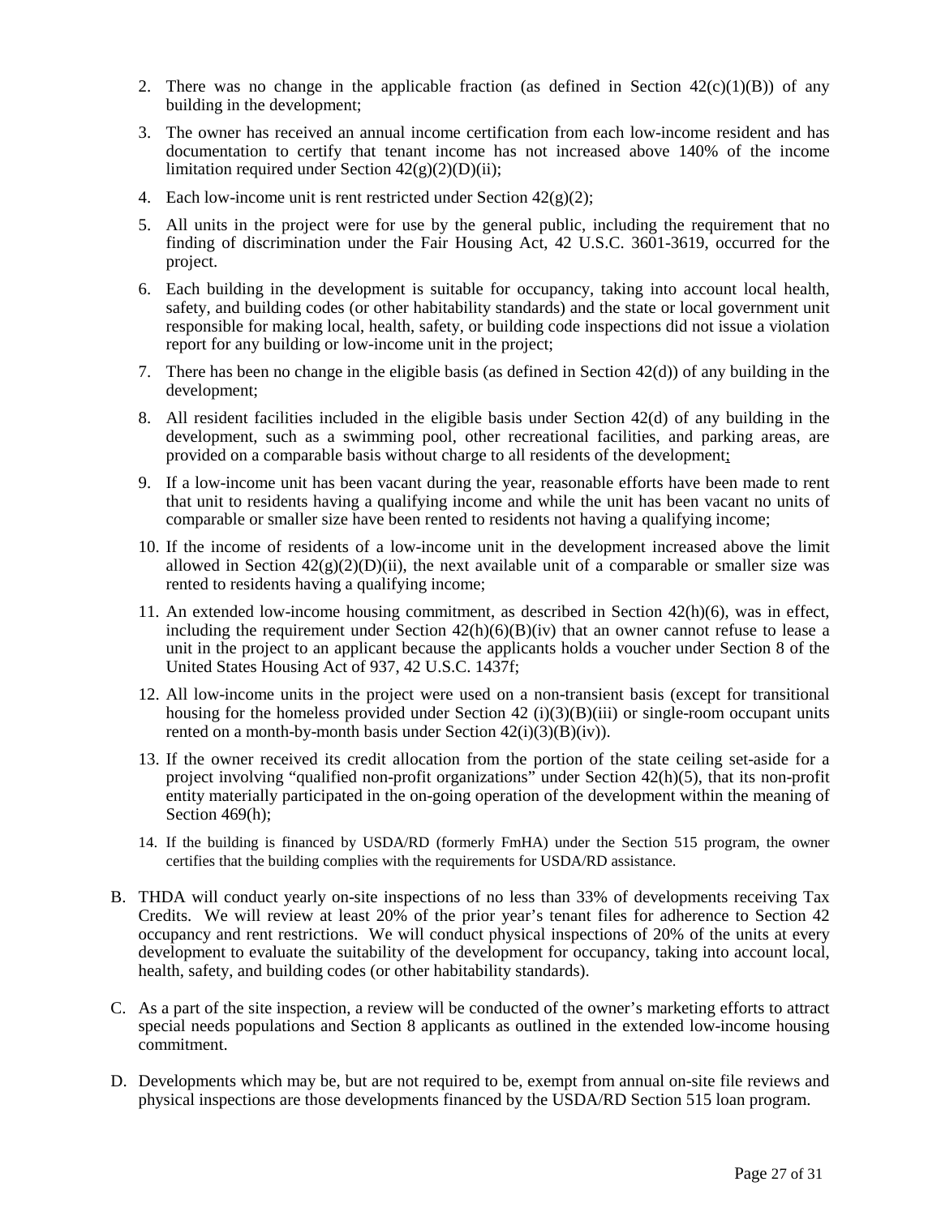2. There was no change in the applicable fraction (as defined in Section 42(c)(1)(B)) of any building in the development;

3. The owner has received an annual income certification from each low-income resident and has documentation to certify that tenant income has not increased above 140% of the income limitation required under Section 42(g)(2)(D)(ii);

4. Each low-income unit is rent restricted under Section 42(g)(2);

5. All units in the project were for use by the general public, including the requirement that no finding of discrimination under the Fair Housing Act, 42 U.S.C. 3601-3619, occurred for the project.

6. Each building in the development is suitable for occupancy, taking into account local health, safety, and building codes (or other habitability standards) and the state or local government unit responsible for making local, health, safety, or building code inspections did not issue a violation report for any building or low-income unit in the project;

7. There has been no change in the eligible basis (as defined in Section 42(d)) of any building in the development;

8. All resident facilities included in the eligible basis under Section 42(d) of any building in the development, such as a swimming pool, other recreational facilities, and parking areas, are provided on a comparable basis without charge to all residents of the development;

9. If a low-income unit has been vacant during the year, reasonable efforts have been made to rent that unit to residents having a qualifying income and while the unit has been vacant no units of comparable or smaller size have been rented to residents not having a qualifying income;

10. If the income of residents of a low-income unit in the development increased above the limit allowed in Section 42(g)(2)(D)(ii), the next available unit of a comparable or smaller size was rented to residents having a qualifying income;

11. An extended low-income housing commitment, as described in Section 42(h)(6), was in effect, including the requirement under Section 42(h)(6)(B)(iv) that an owner cannot refuse to lease a unit in the project to an applicant because the applicants holds a voucher under Section 8 of the United States Housing Act of 937, 42 U.S.C. 1437f;

12. All low-income units in the project were used on a non-transient basis (except for transitional housing for the homeless provided under Section 42 (i)(3)(B)(iii) or single-room occupant units rented on a month-by-month basis under Section 42(i)(3)(B)(iv)).

13. If the owner received its credit allocation from the portion of the state ceiling set-aside for a project involving "qualified non-profit organizations" under Section 42(h)(5), that its non-profit entity materially participated in the on-going operation of the development within the meaning of Section 469(h);

14. If the building is financed by USDA/RD (formerly FmHA) under the Section 515 program, the owner certifies that the building complies with the requirements for USDA/RD assistance.

B. THDA will conduct yearly on-site inspections of no less than 33% of developments receiving Tax Credits. We will review at least 20% of the prior year's tenant files for adherence to Section 42 occupancy and rent restrictions. We will conduct physical inspections of 20% of the units at every development to evaluate the suitability of the development for occupancy, taking into account local, health, safety, and building codes (or other habitability standards).

C. As a part of the site inspection, a review will be conducted of the owner's marketing efforts to attract special needs populations and Section 8 applicants as outlined in the extended low-income housing commitment.

D. Developments which may be, but are not required to be, exempt from annual on-site file reviews and physical inspections are those developments financed by the USDA/RD Section 515 loan program.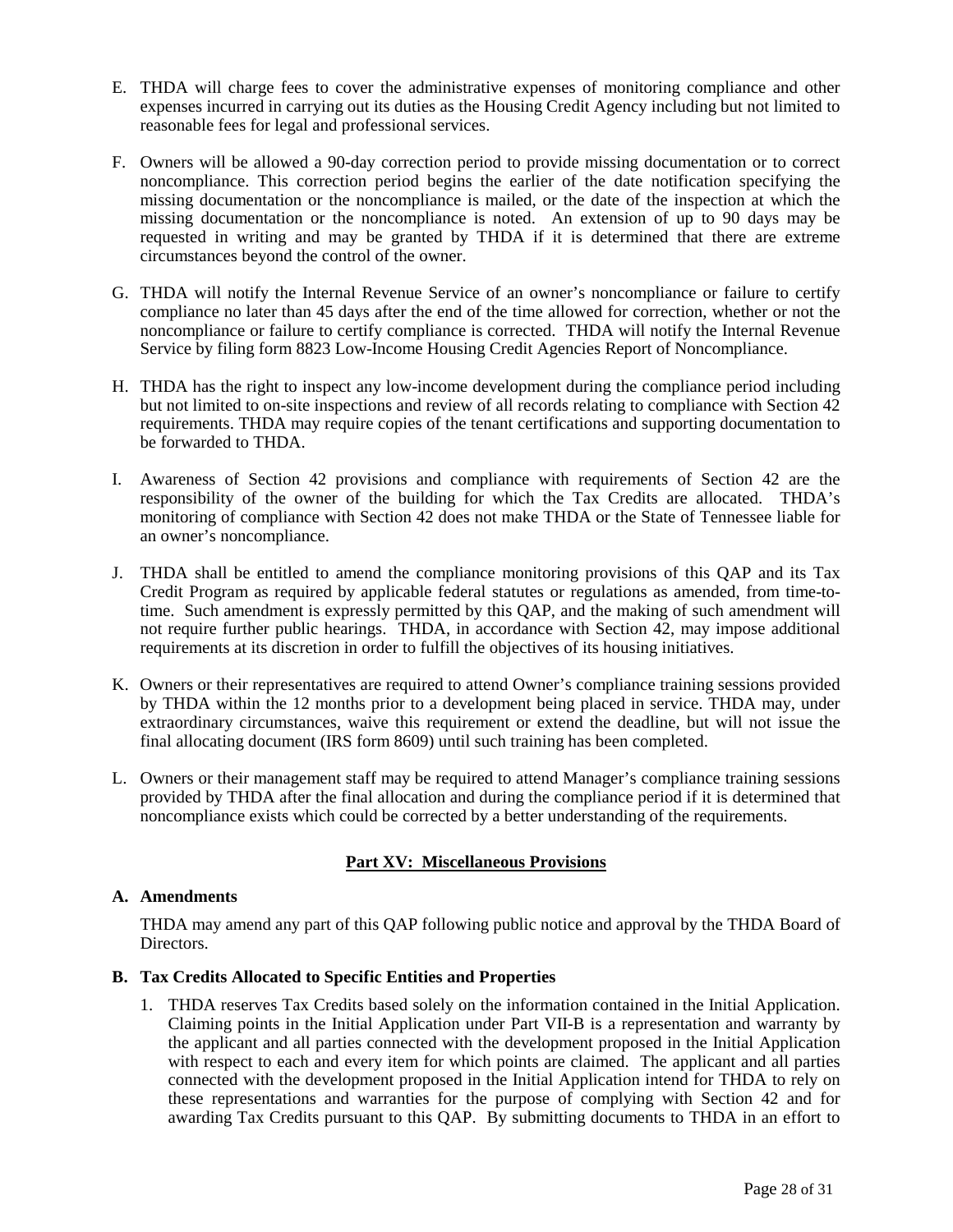E. THDA will charge fees to cover the administrative expenses of monitoring compliance and other expenses incurred in carrying out its duties as the Housing Credit Agency including but not limited to reasonable fees for legal and professional services.

F. Owners will be allowed a 90-day correction period to provide missing documentation or to correct noncompliance. This correction period begins the earlier of the date notification specifying the missing documentation or the noncompliance is mailed, or the date of the inspection at which the missing documentation or the noncompliance is noted. An extension of up to 90 days may be requested in writing and may be granted by THDA if it is determined that there are extreme circumstances beyond the control of the owner.

G. THDA will notify the Internal Revenue Service of an owner's noncompliance or failure to certify compliance no later than 45 days after the end of the time allowed for correction, whether or not the noncompliance or failure to certify compliance is corrected. THDA will notify the Internal Revenue Service by filing form 8823 Low-Income Housing Credit Agencies Report of Noncompliance.

H. THDA has the right to inspect any low-income development during the compliance period including but not limited to on-site inspections and review of all records relating to compliance with Section 42 requirements. THDA may require copies of the tenant certifications and supporting documentation to be forwarded to THDA.

I. Awareness of Section 42 provisions and compliance with requirements of Section 42 are the responsibility of the owner of the building for which the Tax Credits are allocated. THDA's monitoring of compliance with Section 42 does not make THDA or the State of Tennessee liable for an owner's noncompliance.

J. THDA shall be entitled to amend the compliance monitoring provisions of this QAP and its Tax Credit Program as required by applicable federal statutes or regulations as amended, from time-to-time. Such amendment is expressly permitted by this QAP, and the making of such amendment will not require further public hearings. THDA, in accordance with Section 42, may impose additional requirements at its discretion in order to fulfill the objectives of its housing initiatives.

K. Owners or their representatives are required to attend Owner's compliance training sessions provided by THDA within the 12 months prior to a development being placed in service. THDA may, under extraordinary circumstances, waive this requirement or extend the deadline, but will not issue the final allocating document (IRS form 8609) until such training has been completed.

L. Owners or their management staff may be required to attend Manager's compliance training sessions provided by THDA after the final allocation and during the compliance period if it is determined that noncompliance exists which could be corrected by a better understanding of the requirements.

## Part XV: Miscellaneous Provisions

### A. Amendments

THDA may amend any part of this QAP following public notice and approval by the THDA Board of Directors.

### B. Tax Credits Allocated to Specific Entities and Properties

1. THDA reserves Tax Credits based solely on the information contained in the Initial Application. Claiming points in the Initial Application under Part VII-B is a representation and warranty by the applicant and all parties connected with the development proposed in the Initial Application with respect to each and every item for which points are claimed. The applicant and all parties connected with the development proposed in the Initial Application intend for THDA to rely on these representations and warranties for the purpose of complying with Section 42 and for awarding Tax Credits pursuant to this QAP. By submitting documents to THDA in an effort to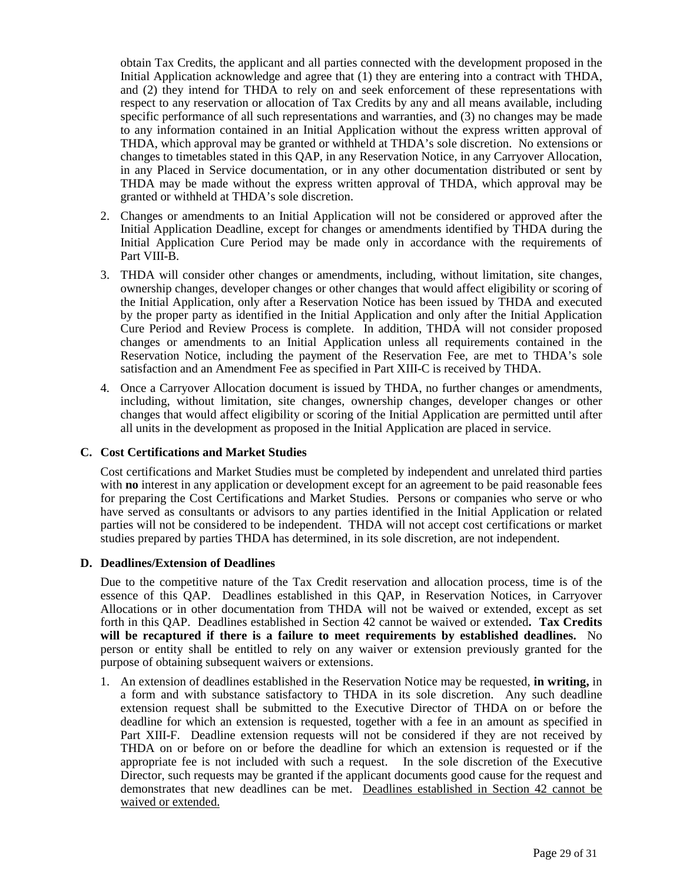obtain Tax Credits, the applicant and all parties connected with the development proposed in the Initial Application acknowledge and agree that (1) they are entering into a contract with THDA, and (2) they intend for THDA to rely on and seek enforcement of these representations with respect to any reservation or allocation of Tax Credits by any and all means available, including specific performance of all such representations and warranties, and (3) no changes may be made to any information contained in an Initial Application without the express written approval of THDA, which approval may be granted or withheld at THDA's sole discretion. No extensions or changes to timetables stated in this QAP, in any Reservation Notice, in any Carryover Allocation, in any Placed in Service documentation, or in any other documentation distributed or sent by THDA may be made without the express written approval of THDA, which approval may be granted or withheld at THDA's sole discretion.

2. Changes or amendments to an Initial Application will not be considered or approved after the Initial Application Deadline, except for changes or amendments identified by THDA during the Initial Application Cure Period may be made only in accordance with the requirements of Part VIII-B.

3. THDA will consider other changes or amendments, including, without limitation, site changes, ownership changes, developer changes or other changes that would affect eligibility or scoring of the Initial Application, only after a Reservation Notice has been issued by THDA and executed by the proper party as identified in the Initial Application and only after the Initial Application Cure Period and Review Process is complete. In addition, THDA will not consider proposed changes or amendments to an Initial Application unless all requirements contained in the Reservation Notice, including the payment of the Reservation Fee, are met to THDA's sole satisfaction and an Amendment Fee as specified in Part XIII-C is received by THDA.

4. Once a Carryover Allocation document is issued by THDA, no further changes or amendments, including, without limitation, site changes, ownership changes, developer changes or other changes that would affect eligibility or scoring of the Initial Application are permitted until after all units in the development as proposed in the Initial Application are placed in service.

### C. Cost Certifications and Market Studies

Cost certifications and Market Studies must be completed by independent and unrelated third parties with **no** interest in any application or development except for an agreement to be paid reasonable fees for preparing the Cost Certifications and Market Studies. Persons or companies who serve or who have served as consultants or advisors to any parties identified in the Initial Application or related parties will not be considered to be independent. THDA will not accept cost certifications or market studies prepared by parties THDA has determined, in its sole discretion, are not independent.

### D. Deadlines/Extension of Deadlines

Due to the competitive nature of the Tax Credit reservation and allocation process, time is of the essence of this QAP. Deadlines established in this QAP, in Reservation Notices, in Carryover Allocations or in other documentation from THDA will not be waived or extended, except as set forth in this QAP. Deadlines established in Section 42 cannot be waived or extended**. Tax Credits will be recaptured if there is a failure to meet requirements by established deadlines.** No person or entity shall be entitled to rely on any waiver or extension previously granted for the purpose of obtaining subsequent waivers or extensions.

1. An extension of deadlines established in the Reservation Notice may be requested, **in writing,** in a form and with substance satisfactory to THDA in its sole discretion. Any such deadline extension request shall be submitted to the Executive Director of THDA on or before the deadline for which an extension is requested, together with a fee in an amount as specified in Part XIII-F. Deadline extension requests will not be considered if they are not received by THDA on or before on or before the deadline for which an extension is requested or if the appropriate fee is not included with such a request. In the sole discretion of the Executive Director, such requests may be granted if the applicant documents good cause for the request and demonstrates that new deadlines can be met. Deadlines established in Section 42 cannot be waived or extended.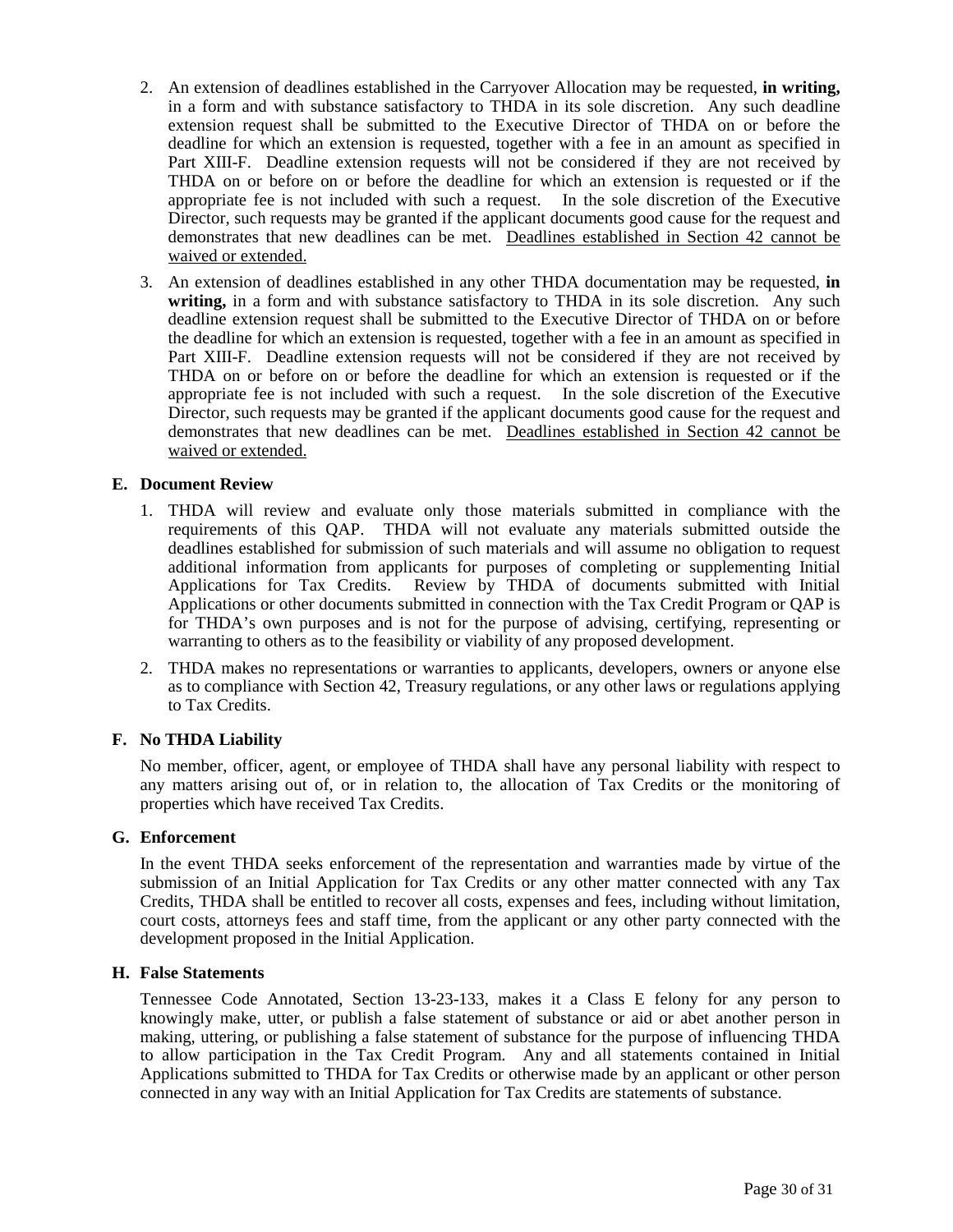2. An extension of deadlines established in the Carryover Allocation may be requested, **in writing,** in a form and with substance satisfactory to THDA in its sole discretion. Any such deadline extension request shall be submitted to the Executive Director of THDA on or before the deadline for which an extension is requested, together with a fee in an amount as specified in Part XIII-F. Deadline extension requests will not be considered if they are not received by THDA on or before on or before the deadline for which an extension is requested or if the appropriate fee is not included with such a request. In the sole discretion of the Executive Director, such requests may be granted if the applicant documents good cause for the request and demonstrates that new deadlines can be met. <u>Deadlines established in Section 42 cannot be waived or extended.</u>

3. An extension of deadlines established in any other THDA documentation may be requested, **in writing,** in a form and with substance satisfactory to THDA in its sole discretion. Any such deadline extension request shall be submitted to the Executive Director of THDA on or before the deadline for which an extension is requested, together with a fee in an amount as specified in Part XIII-F. Deadline extension requests will not be considered if they are not received by THDA on or before on or before the deadline for which an extension is requested or if the appropriate fee is not included with such a request. In the sole discretion of the Executive Director, such requests may be granted if the applicant documents good cause for the request and demonstrates that new deadlines can be met. <u>Deadlines established in Section 42 cannot be waived or extended.</u>

**E. Document Review**

1. THDA will review and evaluate only those materials submitted in compliance with the requirements of this QAP. THDA will not evaluate any materials submitted outside the deadlines established for submission of such materials and will assume no obligation to request additional information from applicants for purposes of completing or supplementing Initial Applications for Tax Credits. Review by THDA of documents submitted with Initial Applications or other documents submitted in connection with the Tax Credit Program or QAP is for THDA's own purposes and is not for the purpose of advising, certifying, representing or warranting to others as to the feasibility or viability of any proposed development.

2. THDA makes no representations or warranties to applicants, developers, owners or anyone else as to compliance with Section 42, Treasury regulations, or any other laws or regulations applying to Tax Credits.

**F. No THDA Liability**

No member, officer, agent, or employee of THDA shall have any personal liability with respect to any matters arising out of, or in relation to, the allocation of Tax Credits or the monitoring of properties which have received Tax Credits.

**G. Enforcement**

In the event THDA seeks enforcement of the representation and warranties made by virtue of the submission of an Initial Application for Tax Credits or any other matter connected with any Tax Credits, THDA shall be entitled to recover all costs, expenses and fees, including without limitation, court costs, attorneys fees and staff time, from the applicant or any other party connected with the development proposed in the Initial Application.

**H. False Statements**

Tennessee Code Annotated, Section 13-23-133, makes it a Class E felony for any person to knowingly make, utter, or publish a false statement of substance or aid or abet another person in making, uttering, or publishing a false statement of substance for the purpose of influencing THDA to allow participation in the Tax Credit Program. Any and all statements contained in Initial Applications submitted to THDA for Tax Credits or otherwise made by an applicant or other person connected in any way with an Initial Application for Tax Credits are statements of substance.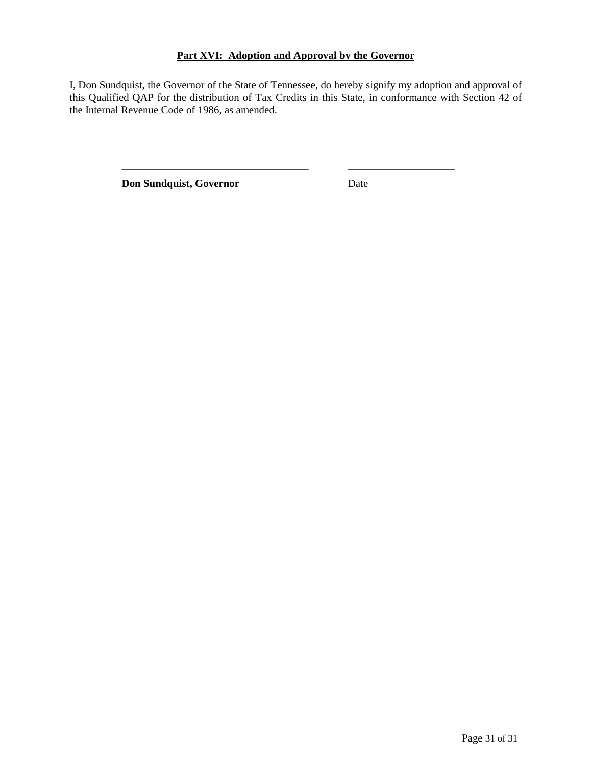## Part XVI: Adoption and Approval by the Governor

I, Don Sundquist, the Governor of the State of Tennessee, do hereby signify my adoption and approval of this Qualified QAP for the distribution of Tax Credits in this State, in conformance with Section 42 of the Internal Revenue Code of 1986, as amended.

\_\_\_\_\_\_\_\_\_\_\_\_\_\_\_\_\_\_\_\_\_\_\_\_\_\_\_\_\_\_\_\_\_\_\_\_ \_\_\_\_\_\_\_\_\_\_\_\_\_\_\_\_\_\_\_\_

**Don Sundquist, Governor** Date